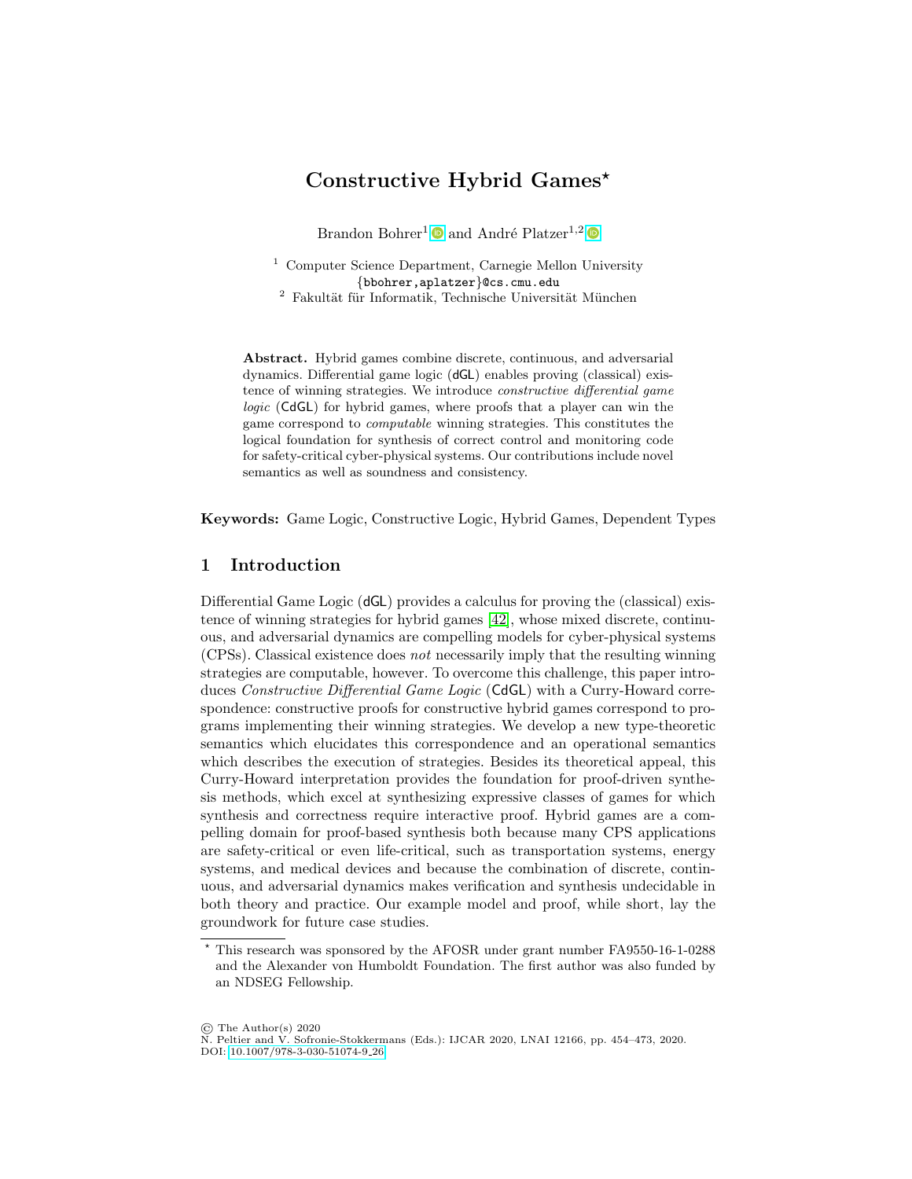# Constructive Hybrid Games*

Brandon Bohrer[1] and André Platzer[1,2]

[1] Computer Science Department, Carnegie Mellon University
{bbohrer,aplatzer}@cs.cmu.edu
[2] Fakultät für Informatik, Technische Universität München

**Abstract.** Hybrid games combine discrete, continuous, and adversarial dynamics. Differential game logic (dGL) enables proving (classical) existence of winning strategies. We introduce *constructive differential game logic* (CdGL) for hybrid games, where proofs that a player can win the game correspond to *computable* winning strategies. This constitutes the logical foundation for synthesis of correct control and monitoring code for safety-critical cyber-physical systems. Our contributions include novel semantics as well as soundness and consistency.

**Keywords:** Game Logic, Constructive Logic, Hybrid Games, Dependent Types

## 1 Introduction

Differential Game Logic (dGL) provides a calculus for proving the (classical) existence of winning strategies for hybrid games [42], whose mixed discrete, continuous, and adversarial dynamics are compelling models for cyber-physical systems (CPSs). Classical existence does *not* necessarily imply that the resulting winning strategies are computable, however. To overcome this challenge, this paper introduces *Constructive Differential Game Logic* (CdGL) with a Curry-Howard correspondence: constructive proofs for constructive hybrid games correspond to programs implementing their winning strategies. We develop a new type-theoretic semantics which elucidates this correspondence and an operational semantics which describes the execution of strategies. Besides its theoretical appeal, this Curry-Howard interpretation provides the foundation for proof-driven synthesis methods, which excel at synthesizing expressive classes of games for which synthesis and correctness require interactive proof. Hybrid games are a compelling domain for proof-based synthesis both because many CPS applications are safety-critical or even life-critical, such as transportation systems, energy systems, and medical devices and because the combination of discrete, continuous, and adversarial dynamics makes verification and synthesis undecidable in both theory and practice. Our example model and proof, while short, lay the groundwork for future case studies.

* This research was sponsored by the AFOSR under grant number FA9550-16-1-0288 and the Alexander von Humboldt Foundation. The first author was also funded by an NDSEG Fellowship.

© The Author(s) 2020
N. Peltier and V. Sofronie-Stokkermans (Eds.): IJCAR 2020, LNAI 12166, pp. 454–473, 2020.
DOI: 10.1007/978-3-030-51074-9_26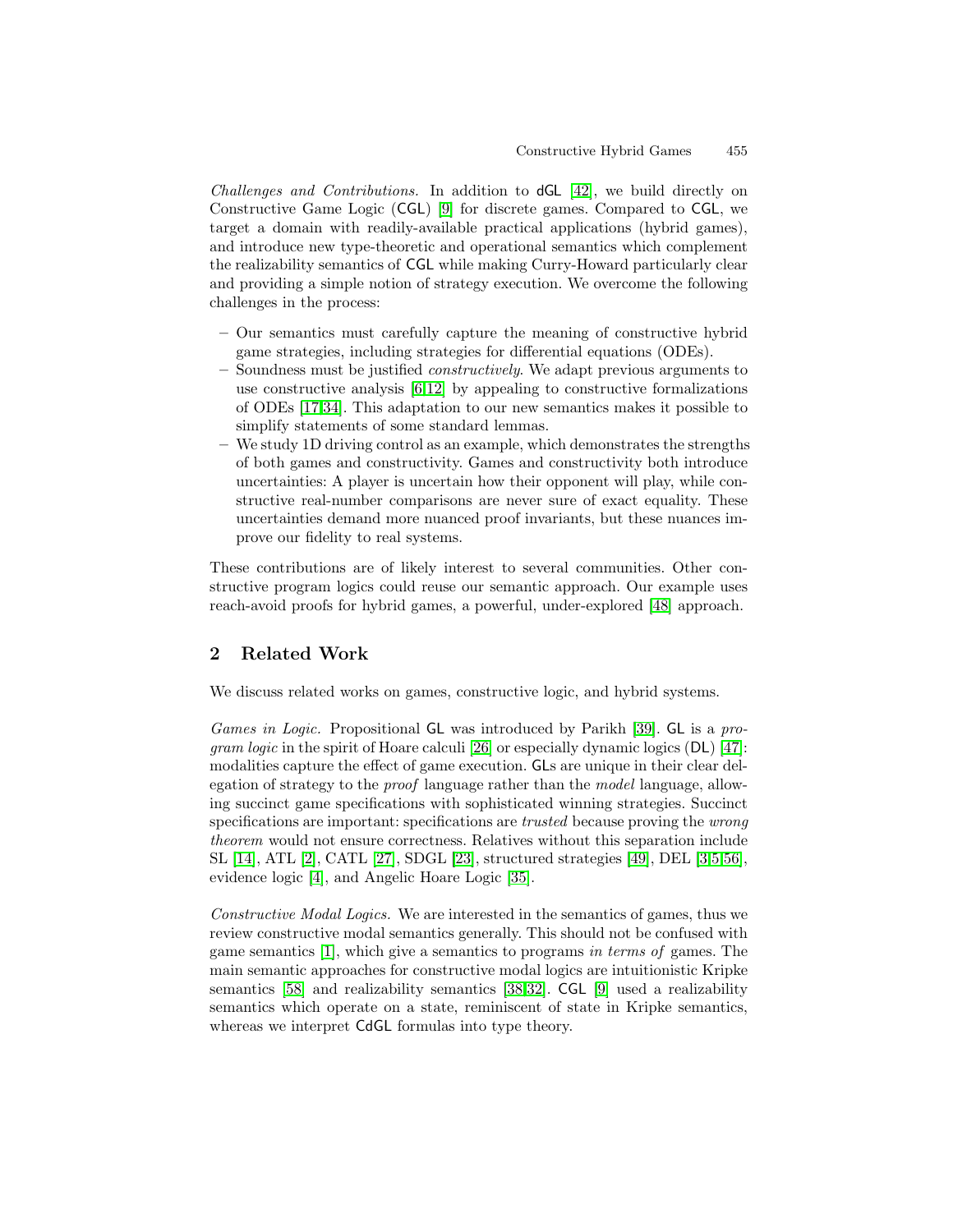*Challenges and Contributions.* In addition to dGL [42], we build directly on Constructive Game Logic (CGL) [9] for discrete games. Compared to CGL, we target a domain with readily-available practical applications (hybrid games), and introduce new type-theoretic and operational semantics which complement the realizability semantics of CGL while making Curry-Howard particularly clear and providing a simple notion of strategy execution. We overcome the following challenges in the process:

- Our semantics must carefully capture the meaning of constructive hybrid game strategies, including strategies for differential equations (ODEs).
- Soundness must be justified *constructively*. We adapt previous arguments to use constructive analysis [6,12] by appealing to constructive formalizations of ODEs [17,34]. This adaptation to our new semantics makes it possible to simplify statements of some standard lemmas.
- We study 1D driving control as an example, which demonstrates the strengths of both games and constructivity. Games and constructivity both introduce uncertainties: A player is uncertain how their opponent will play, while constructive real-number comparisons are never sure of exact equality. These uncertainties demand more nuanced proof invariants, but these nuances improve our fidelity to real systems.

These contributions are of likely interest to several communities. Other constructive program logics could reuse our semantic approach. Our example uses reach-avoid proofs for hybrid games, a powerful, under-explored [48] approach.

## 2 Related Work

We discuss related works on games, constructive logic, and hybrid systems.

*Games in Logic.* Propositional GL was introduced by Parikh [39]. GL is a *program logic* in the spirit of Hoare calculi [26] or especially dynamic logics (DL) [47]: modalities capture the effect of game execution. GLs are unique in their clear delegation of strategy to the *proof* language rather than the *model* language, allowing succinct game specifications with sophisticated winning strategies. Succinct specifications are important: specifications are *trusted* because proving the *wrong theorem* would not ensure correctness. Relatives without this separation include SL [14], ATL [2], CATL [27], SDGL [23], structured strategies [49], DEL [3,5,56], evidence logic [4], and Angelic Hoare Logic [35].

*Constructive Modal Logics.* We are interested in the semantics of games, thus we review constructive modal semantics generally. This should not be confused with game semantics [1], which give a semantics to programs *in terms of* games. The main semantic approaches for constructive modal logics are intuitionistic Kripke semantics [58] and realizability semantics [38,32]. CGL [9] used a realizability semantics which operate on a state, reminiscent of state in Kripke semantics, whereas we interpret CdGL formulas into type theory.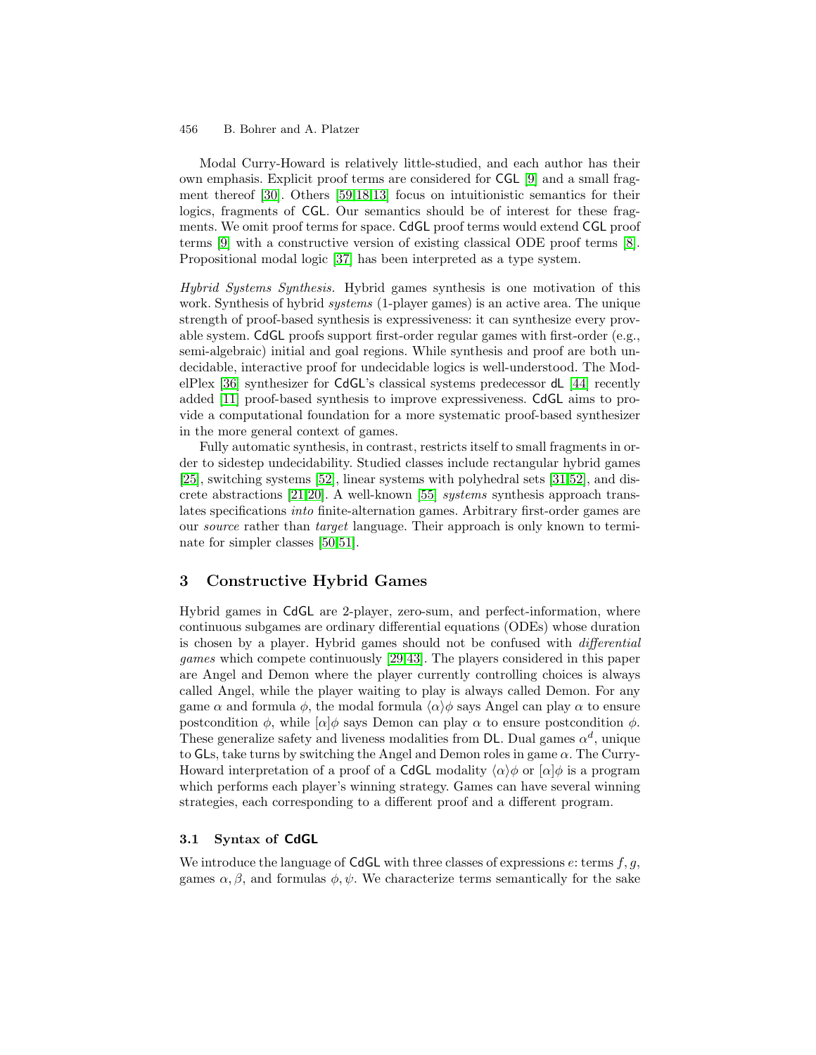Modal Curry-Howard is relatively little-studied, and each author has their own emphasis. Explicit proof terms are considered for CGL [9] and a small fragment thereof [30]. Others [59,18,13] focus on intuitionistic semantics for their logics, fragments of CGL. Our semantics should be of interest for these fragments. We omit proof terms for space. CdGL proof terms would extend CGL proof terms [9] with a constructive version of existing classical ODE proof terms [8]. Propositional modal logic [37] has been interpreted as a type system.

*Hybrid Systems Synthesis.* Hybrid games synthesis is one motivation of this work. Synthesis of hybrid *systems* (1-player games) is an active area. The unique strength of proof-based synthesis is expressiveness: it can synthesize every provable system. CdGL proofs support first-order regular games with first-order (e.g., semi-algebraic) initial and goal regions. While synthesis and proof are both undecidable, interactive proof for undecidable logics is well-understood. The ModelPlex [36] synthesizer for CdGL's classical systems predecessor dL [44] recently added [11] proof-based synthesis to improve expressiveness. CdGL aims to provide a computational foundation for a more systematic proof-based synthesizer in the more general context of games.

Fully automatic synthesis, in contrast, restricts itself to small fragments in order to sidestep undecidability. Studied classes include rectangular hybrid games [25], switching systems [52], linear systems with polyhedral sets [31,52], and discrete abstractions [21,20]. A well-known [55] *systems* synthesis approach translates specifications *into* finite-alternation games. Arbitrary first-order games are our *source* rather than *target* language. Their approach is only known to terminate for simpler classes [50,51].

## 3 Constructive Hybrid Games

Hybrid games in CdGL are 2-player, zero-sum, and perfect-information, where continuous subgames are ordinary differential equations (ODEs) whose duration is chosen by a player. Hybrid games should not be confused with *differential games* which compete continuously [29,43]. The players considered in this paper are Angel and Demon where the player currently controlling choices is always called Angel, while the player waiting to play is always called Demon. For any game $\alpha$ and formula $\phi$, the modal formula $\langle\alpha\rangle\phi$ says Angel can play $\alpha$ to ensure postcondition $\phi$, while $[\alpha]\phi$ says Demon can play $\alpha$ to ensure postcondition $\phi$. These generalize safety and liveness modalities from DL. Dual games $\alpha^d$, unique to GLs, take turns by switching the Angel and Demon roles in game $\alpha$. The Curry-Howard interpretation of a proof of a CdGL modality $\langle\alpha\rangle\phi$ or $[\alpha]\phi$ is a program which performs each player's winning strategy. Games can have several winning strategies, each corresponding to a different proof and a different program.

### 3.1 Syntax of CdGL

We introduce the language of CdGL with three classes of expressions $e$: terms $f, g$, games $\alpha, \beta$, and formulas $\phi, \psi$. We characterize terms semantically for the sake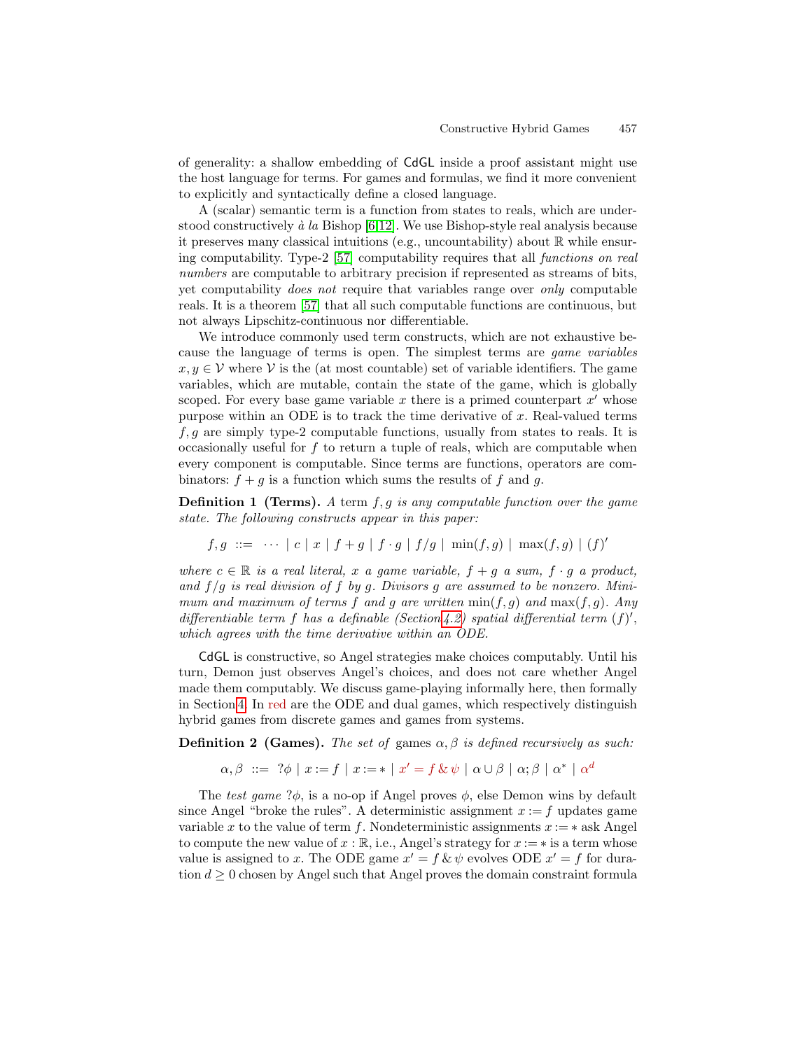of generality: a shallow embedding of CdGL inside a proof assistant might use the host language for terms. For games and formulas, we find it more convenient to explicitly and syntactically define a closed language.

A (scalar) semantic term is a function from states to reals, which are understood constructively *à la* Bishop [6,12]. We use Bishop-style real analysis because it preserves many classical intuitions (e.g., uncountability) about $\mathbb{R}$ while ensuring computability. Type-2 [57] computability requires that all *functions on real numbers* are computable to arbitrary precision if represented as streams of bits, yet computability *does not* require that variables range over *only* computable reals. It is a theorem [57] that all such computable functions are continuous, but not always Lipschitz-continuous nor differentiable.

We introduce commonly used term constructs, which are not exhaustive because the language of terms is open. The simplest terms are *game variables* $x, y \in \mathcal{V}$ where $\mathcal{V}$ is the (at most countable) set of variable identifiers. The game variables, which are mutable, contain the state of the game, which is globally scoped. For every base game variable $x$ there is a primed counterpart $x'$ whose purpose within an ODE is to track the time derivative of $x$. Real-valued terms $f, g$ are simply type-2 computable functions, usually from states to reals. It is occasionally useful for $f$ to return a tuple of reals, which are computable when every component is computable. Since terms are functions, operators are combinators: $f + g$ is a function which sums the results of $f$ and $g$.

**Definition 1 (Terms).** *A* term $f, g$ *is any computable function over the game state. The following constructs appear in this paper:*

$$f, g \ ::= \ \cdots \mid c \mid x \mid f + g \mid f \cdot g \mid f/g \mid \min(f, g) \mid \max(f, g) \mid (f)'$$

*where $c \in \mathbb{R}$ is a real literal, $x$ a game variable, $f + g$ a sum, $f \cdot g$ a product, and $f/g$ is real division of $f$ by $g$. Divisors $g$ are assumed to be nonzero. Minimum and maximum of terms $f$ and $g$ are written $\min(f, g)$ and $\max(f, g)$. Any differentiable term $f$ has a definable (Section 4.2) spatial differential term $(f)'$, which agrees with the time derivative within an ODE.*

CdGL is constructive, so Angel strategies make choices computably. Until his turn, Demon just observes Angel's choices, and does not care whether Angel made them computably. We discuss game-playing informally here, then formally in Section 4. In red are the ODE and dual games, which respectively distinguish hybrid games from discrete games and games from systems.

**Definition 2 (Games).** *The set of* games $\alpha, \beta$ *is defined recursively as such:*

$$\alpha, \beta \ ::= \ ?\phi \mid x := f \mid x := * \mid x' = f \,\&\, \psi \mid \alpha \cup \beta \mid \alpha; \beta \mid \alpha^* \mid \alpha^d$$

The *test game* $?\phi$, is a no-op if Angel proves $\phi$, else Demon wins by default since Angel "broke the rules". A deterministic assignment $x := f$ updates game variable $x$ to the value of term $f$. Nondeterministic assignments $x := *$ ask Angel to compute the new value of $x : \mathbb{R}$, i.e., Angel's strategy for $x := *$ is a term whose value is assigned to $x$. The ODE game $x' = f \,\&\, \psi$ evolves ODE $x' = f$ for duration $d \geq 0$ chosen by Angel such that Angel proves the domain constraint formula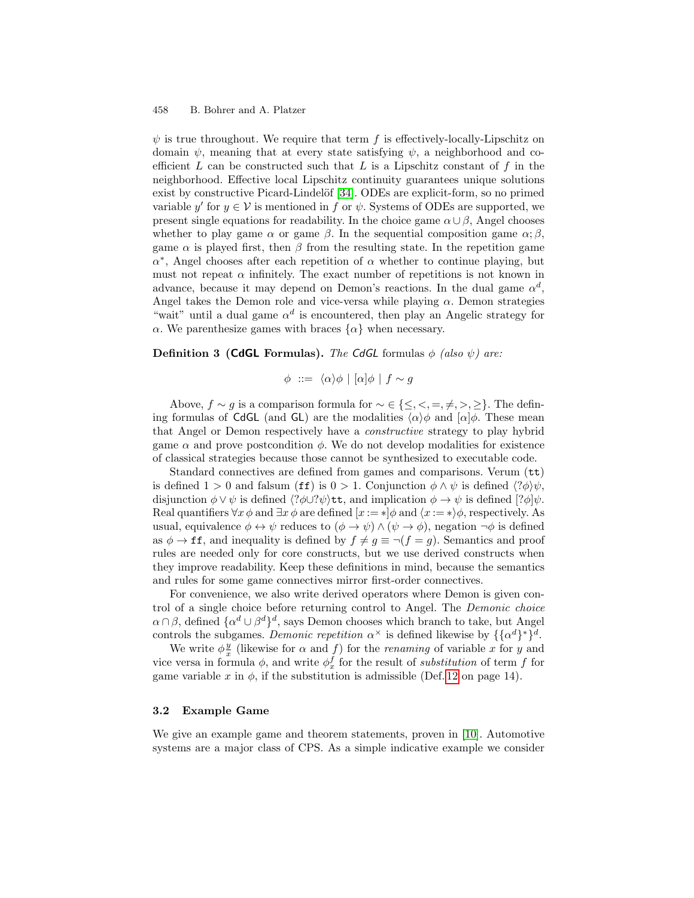$\psi$ is true throughout. We require that term $f$ is effectively-locally-Lipschitz on domain $\psi$, meaning that at every state satisfying $\psi$, a neighborhood and coefficient $L$ can be constructed such that $L$ is a Lipschitz constant of $f$ in the neighborhood. Effective local Lipschitz continuity guarantees unique solutions exist by constructive Picard-Lindelöf [34]. ODEs are explicit-form, so no primed variable $y'$ for $y \in \mathcal{V}$ is mentioned in $f$ or $\psi$. Systems of ODEs are supported, we present single equations for readability. In the choice game $\alpha \cup \beta$, Angel chooses whether to play game $\alpha$ or game $\beta$. In the sequential composition game $\alpha; \beta$, game $\alpha$ is played first, then $\beta$ from the resulting state. In the repetition game $\alpha^*$, Angel chooses after each repetition of $\alpha$ whether to continue playing, but must not repeat $\alpha$ infinitely. The exact number of repetitions is not known in advance, because it may depend on Demon's reactions. In the dual game $\alpha^d$, Angel takes the Demon role and vice-versa while playing $\alpha$. Demon strategies "wait" until a dual game $\alpha^d$ is encountered, then play an Angelic strategy for $\alpha$. We parenthesize games with braces $\{\alpha\}$ when necessary.

**Definition 3 (CdGL Formulas).** *The CdGL* formulas $\phi$ *(also* $\psi$*) are:*

$$\phi \ ::= \ \langle\alpha\rangle\phi \mid [\alpha]\phi \mid f \sim g$$

Above, $f \sim g$ is a comparison formula for $\sim \in \{\leq, <, =, \neq, >, \geq\}$. The defining formulas of CdGL (and GL) are the modalities $\langle\alpha\rangle\phi$ and $[\alpha]\phi$. These mean that Angel or Demon respectively have a *constructive* strategy to play hybrid game $\alpha$ and prove postcondition $\phi$. We do not develop modalities for existence of classical strategies because those cannot be synthesized to executable code.

Standard connectives are defined from games and comparisons. Verum (tt) is defined $1 > 0$ and falsum (ff) is $0 > 1$. Conjunction $\phi \wedge \psi$ is defined $\langle ?\phi\rangle\psi$, disjunction $\phi \vee \psi$ is defined $\langle ?\phi \cup ?\psi\rangle\mathtt{tt}$, and implication $\phi \to \psi$ is defined $[?\phi]\psi$. Real quantifiers $\forall x\, \phi$ and $\exists x\, \phi$ are defined $[x := *]\phi$ and $\langle x := *\rangle\phi$, respectively. As usual, equivalence $\phi \leftrightarrow \psi$ reduces to $(\phi \to \psi) \wedge (\psi \to \phi)$, negation $\neg\phi$ is defined as $\phi \to \mathtt{ff}$, and inequality is defined by $f \neq g \equiv \neg(f = g)$. Semantics and proof rules are needed only for core constructs, but we use derived constructs when they improve readability. Keep these definitions in mind, because the semantics and rules for some game connectives mirror first-order connectives.

For convenience, we also write derived operators where Demon is given control of a single choice before returning control to Angel. The *Demonic choice* $\alpha \cap \beta$, defined $\{\alpha^d \cup \beta^d\}^d$, says Demon chooses which branch to take, but Angel controls the subgames. *Demonic repetition* $\alpha^\times$ is defined likewise by $\{\{\alpha^d\}^*\}^d$.

We write $\phi\frac{y}{x}$ (likewise for $\alpha$ and $f$) for the *renaming* of variable $x$ for $y$ and vice versa in formula $\phi$, and write $\phi^f_x$ for the result of *substitution* of term $f$ for game variable $x$ in $\phi$, if the substitution is admissible (Def. 12 on page 14).

### 3.2 Example Game

We give an example game and theorem statements, proven in [10]. Automotive systems are a major class of CPS. As a simple indicative example we consider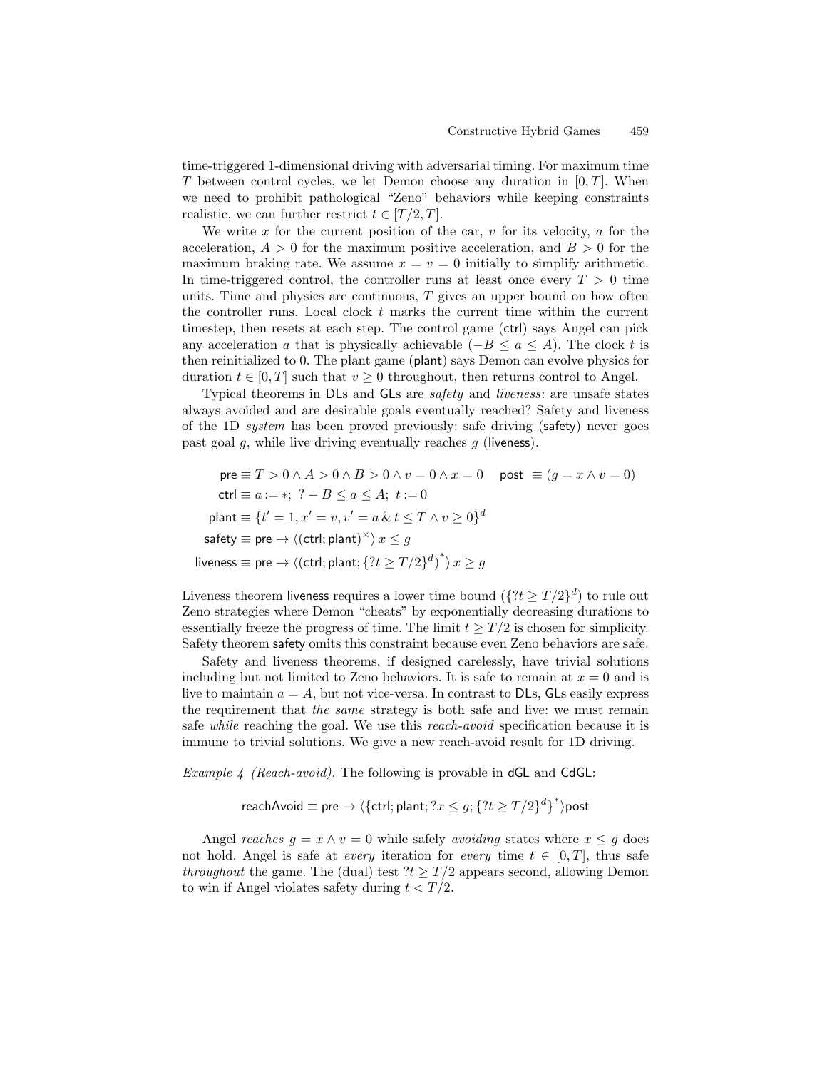time-triggered 1-dimensional driving with adversarial timing. For maximum time $T$ between control cycles, we let Demon choose any duration in $[0, T]$. When we need to prohibit pathological "Zeno" behaviors while keeping constraints realistic, we can further restrict $t \in [T/2, T]$.

We write $x$ for the current position of the car, $v$ for its velocity, $a$ for the acceleration, $A > 0$ for the maximum positive acceleration, and $B > 0$ for the maximum braking rate. We assume $x = v = 0$ initially to simplify arithmetic. In time-triggered control, the controller runs at least once every $T > 0$ time units. Time and physics are continuous, $T$ gives an upper bound on how often the controller runs. Local clock $t$ marks the current time within the current timestep, then resets at each step. The control game (ctrl) says Angel can pick any acceleration $a$ that is physically achievable ($-B \leq a \leq A$). The clock $t$ is then reinitialized to 0. The plant game (plant) says Demon can evolve physics for duration $t \in [0, T]$ such that $v \geq 0$ throughout, then returns control to Angel.

Typical theorems in DLs and GLs are *safety* and *liveness*: are unsafe states always avoided and are desirable goals eventually reached? Safety and liveness of the 1D *system* has been proved previously: safe driving (safety) never goes past goal $g$, while live driving eventually reaches $g$ (liveness).

$$
\begin{aligned}
\mathsf{pre} &\equiv T > 0 \land A > 0 \land B > 0 \land v = 0 \land x = 0 \quad \mathsf{post} \equiv (g = x \land v = 0)\\
\mathsf{ctrl} &\equiv a := *;\ ?-B \leq a \leq A;\ t := 0\\
\mathsf{plant} &\equiv \{t' = 1, x' = v, v' = a \,\&\, t \leq T \land v \geq 0\}^d\\
\mathsf{safety} &\equiv \mathsf{pre} \rightarrow \langle(\mathsf{ctrl};\mathsf{plant})^\times\rangle\, x \leq g\\
\mathsf{liveness} &\equiv \mathsf{pre} \rightarrow \langle\left(\mathsf{ctrl};\mathsf{plant};\{?t \geq T/2\}^d\right)^*\rangle\, x \geq g
\end{aligned}
$$

Liveness theorem liveness requires a lower time bound ($\{?t \geq T/2\}^d$) to rule out Zeno strategies where Demon "cheats" by exponentially decreasing durations to essentially freeze the progress of time. The limit $t \geq T/2$ is chosen for simplicity. Safety theorem safety omits this constraint because even Zeno behaviors are safe.

Safety and liveness theorems, if designed carelessly, have trivial solutions including but not limited to Zeno behaviors. It is safe to remain at $x = 0$ and is live to maintain $a = A$, but not vice-versa. In contrast to DLs, GLs easily express the requirement that *the same* strategy is both safe and live: we must remain safe *while* reaching the goal. We use this *reach-avoid* specification because it is immune to trivial solutions. We give a new reach-avoid result for 1D driving.

*Example 4 (Reach-avoid).* The following is provable in dGL and CdGL:

$$
\mathsf{reachAvoid} \equiv \mathsf{pre} \rightarrow \langle\{\mathsf{ctrl};\mathsf{plant};?x \leq g;\{?t \geq T/2\}^d\}^*\rangle\mathsf{post}
$$

Angel *reaches* $g = x \land v = 0$ while safely *avoiding* states where $x \leq g$ does not hold. Angel is safe at *every* iteration for *every* time $t \in [0, T]$, thus safe *throughout* the game. The (dual) test $?t \geq T/2$ appears second, allowing Demon to win if Angel violates safety during $t < T/2$.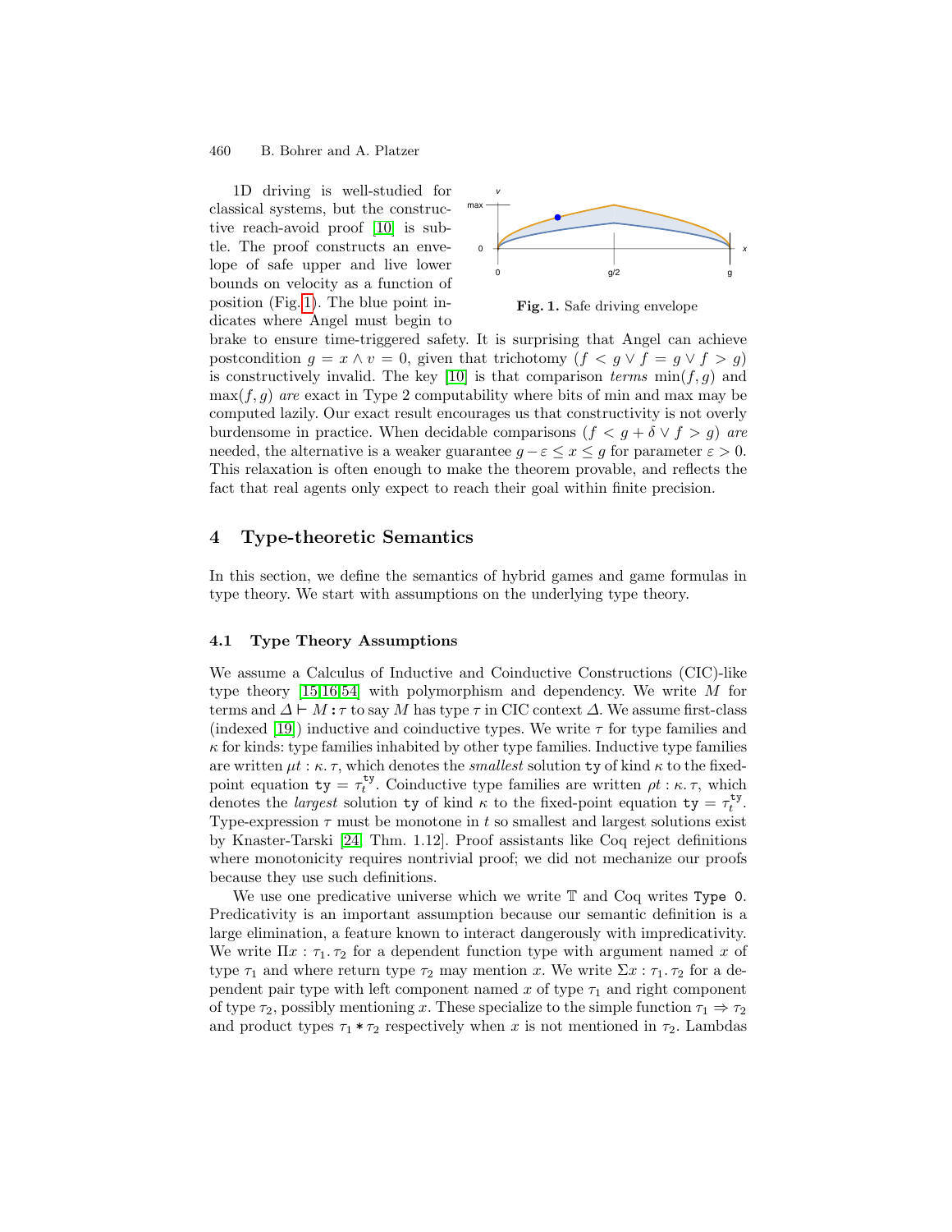1D driving is well-studied for classical systems, but the constructive reach-avoid proof [10] is subtle. The proof constructs an envelope of safe upper and live lower bounds on velocity as a function of position (Fig. 1). The blue point indicates where Angel must begin to brake to ensure time-triggered safety. It is surprising that Angel can achieve postcondition $g = x \wedge v = 0$, given that trichotomy $(f < g \vee f = g \vee f > g)$ is constructively invalid. The key [10] is that comparison *terms* $\min(f, g)$ and $\max(f, g)$ *are* exact in Type 2 computability where bits of min and max may be computed lazily. Our exact result encourages us that constructivity is not overly burdensome in practice. When decidable comparisons $(f < g + \delta \vee f > g)$ *are* needed, the alternative is a weaker guarantee $g - \varepsilon \leq x \leq g$ for parameter $\varepsilon > 0$. This relaxation is often enough to make the theorem provable, and reflects the fact that real agents only expect to reach their goal within finite precision.

**Fig. 1.** Safe driving envelope

## 4 Type-theoretic Semantics

In this section, we define the semantics of hybrid games and game formulas in type theory. We start with assumptions on the underlying type theory.

### 4.1 Type Theory Assumptions

We assume a Calculus of Inductive and Coinductive Constructions (CIC)-like type theory [15,16,54] with polymorphism and dependency. We write $M$ for terms and $\Delta \vdash M : \tau$ to say $M$ has type $\tau$ in CIC context $\Delta$. We assume first-class (indexed [19]) inductive and coinductive types. We write $\tau$ for type families and $\kappa$ for kinds: type families inhabited by other type families. Inductive type families are written $\mu t : \kappa.\, \tau$, which denotes the *smallest* solution $\mathtt{ty}$ of kind $\kappa$ to the fixed-point equation $\mathtt{ty} = \tau_t^{\mathtt{ty}}$. Coinductive type families are written $\rho t : \kappa.\, \tau$, which denotes the *largest* solution $\mathtt{ty}$ of kind $\kappa$ to the fixed-point equation $\mathtt{ty} = \tau_t^{\mathtt{ty}}$. Type-expression $\tau$ must be monotone in $t$ so smallest and largest solutions exist by Knaster-Tarski [24, Thm. 1.12]. Proof assistants like Coq reject definitions where monotonicity requires nontrivial proof; we did not mechanize our proofs because they use such definitions.

We use one predicative universe which we write $\mathbb{T}$ and Coq writes `Type 0`. Predicativity is an important assumption because our semantic definition is a large elimination, a feature known to interact dangerously with impredicativity. We write $\Pi x : \tau_1.\, \tau_2$ for a dependent function type with argument named $x$ of type $\tau_1$ and where return type $\tau_2$ may mention $x$. We write $\Sigma x : \tau_1.\, \tau_2$ for a dependent pair type with left component named $x$ of type $\tau_1$ and right component of type $\tau_2$, possibly mentioning $x$. These specialize to the simple function $\tau_1 \Rightarrow \tau_2$ and product types $\tau_1 * \tau_2$ respectively when $x$ is not mentioned in $\tau_2$. Lambdas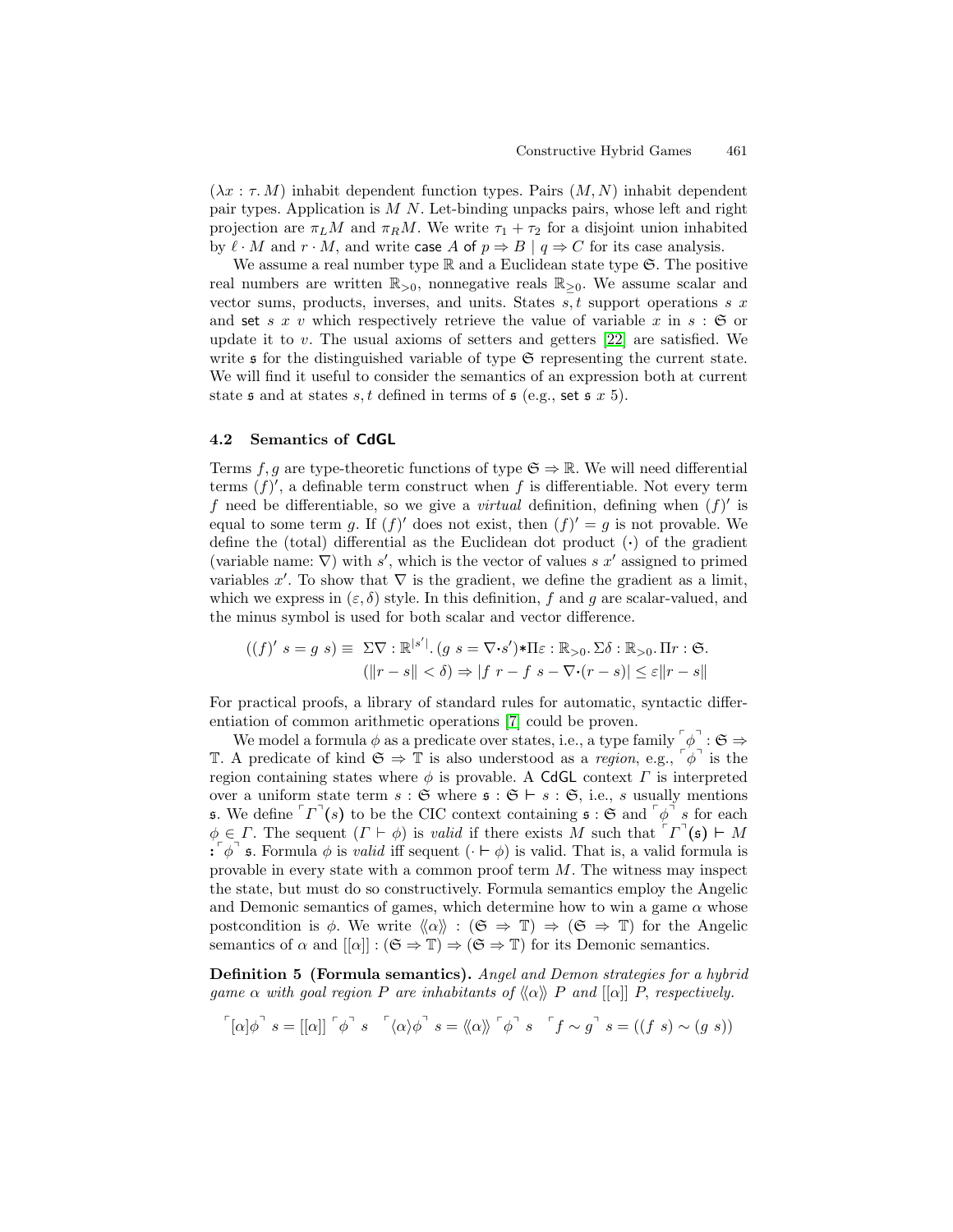$(\lambda x : \tau.\, M)$ inhabit dependent function types. Pairs $(M, N)$ inhabit dependent pair types. Application is $M\ N$. Let-binding unpacks pairs, whose left and right projection are $\pi_L M$ and $\pi_R M$. We write $\tau_1 + \tau_2$ for a disjoint union inhabited by $\ell \cdot M$ and $r \cdot M$, and write $\mathsf{case}\ A\ \mathsf{of}\ p \Rightarrow B \mid q \Rightarrow C$ for its case analysis.

We assume a real number type $\mathbb{R}$ and a Euclidean state type $\mathfrak{S}$. The positive real numbers are written $\mathbb{R}_{>0}$, nonnegative reals $\mathbb{R}_{\geq 0}$. We assume scalar and vector sums, products, inverses, and units. States $s, t$ support operations $s\ x$ and $\mathsf{set}\ s\ x\ v$ which respectively retrieve the value of variable $x$ in $s : \mathfrak{S}$ or update it to $v$. The usual axioms of setters and getters [22] are satisfied. We write $\mathfrak{s}$ for the distinguished variable of type $\mathfrak{S}$ representing the current state. We will find it useful to consider the semantics of an expression both at current state $\mathfrak{s}$ and at states $s, t$ defined in terms of $\mathfrak{s}$ (e.g., $\mathsf{set}\ \mathfrak{s}\ x\ 5$).

### 4.2 Semantics of CdGL

Terms $f, g$ are type-theoretic functions of type $\mathfrak{S} \Rightarrow \mathbb{R}$. We will need differential terms $(f)'$, a definable term construct when $f$ is differentiable. Not every term $f$ need be differentiable, so we give a *virtual* definition, defining when $(f)'$ is equal to some term $g$. If $(f)'$ does not exist, then $(f)' = g$ is not provable. We define the (total) differential as the Euclidean dot product $(\cdot)$ of the gradient (variable name: $\nabla$) with $s'$, which is the vector of values $s\ x'$ assigned to primed variables $x'$. To show that $\nabla$ is the gradient, we define the gradient as a limit, which we express in $(\varepsilon, \delta)$ style. In this definition, $f$ and $g$ are scalar-valued, and the minus symbol is used for both scalar and vector difference.

$$((f)'\ s = g\ s) \equiv\ \Sigma\nabla : \mathbb{R}^{|s'|}.\, (g\ s = \nabla \cdot s') * \Pi\varepsilon : \mathbb{R}_{>0}.\, \Sigma\delta : \mathbb{R}_{>0}.\, \Pi r : \mathfrak{S}.$$
$$(\|r - s\| < \delta) \Rightarrow |f\ r - f\ s - \nabla \cdot (r - s)| \leq \varepsilon \|r - s\|$$

For practical proofs, a library of standard rules for automatic, syntactic differentiation of common arithmetic operations [7] could be proven.

We model a formula $\phi$ as a predicate over states, i.e., a type family $\ulcorner\phi\urcorner : \mathfrak{S} \Rightarrow \mathbb{T}$. A predicate of kind $\mathfrak{S} \Rightarrow \mathbb{T}$ is also understood as a *region*, e.g., $\ulcorner\phi\urcorner$ is the region containing states where $\phi$ is provable. A CdGL context $\Gamma$ is interpreted over a uniform state term $s : \mathfrak{S}$ where $\mathfrak{s} : \mathfrak{S} \vdash s : \mathfrak{S}$, i.e., $s$ usually mentions $\mathfrak{s}$. We define $\ulcorner\Gamma\urcorner(s)$ to be the CIC context containing $\mathfrak{s} : \mathfrak{S}$ and $\ulcorner\phi\urcorner\ s$ for each $\phi \in \Gamma$. The sequent $(\Gamma \vdash \phi)$ is *valid* if there exists $M$ such that $\ulcorner\Gamma\urcorner(\mathfrak{s}) \vdash M : \ulcorner\phi\urcorner\ \mathfrak{s}$. Formula $\phi$ is *valid* iff sequent $(\cdot \vdash \phi)$ is valid. That is, a valid formula is provable in every state with a common proof term $M$. The witness may inspect the state, but must do so constructively. Formula semantics employ the Angelic and Demonic semantics of games, which determine how to win a game $\alpha$ whose postcondition is $\phi$. We write $\langle\!\langle\alpha\rangle\!\rangle : (\mathfrak{S} \Rightarrow \mathbb{T}) \Rightarrow (\mathfrak{S} \Rightarrow \mathbb{T})$ for the Angelic semantics of $\alpha$ and $[[\alpha]] : (\mathfrak{S} \Rightarrow \mathbb{T}) \Rightarrow (\mathfrak{S} \Rightarrow \mathbb{T})$ for its Demonic semantics.

**Definition 5 (Formula semantics).** *Angel and Demon strategies for a hybrid game $\alpha$ with goal region $P$ are inhabitants of $\langle\!\langle\alpha\rangle\!\rangle\ P$ and $[[\alpha]]\ P$, respectively.*

$$\ulcorner[\alpha]\phi\urcorner\ s = [[\alpha]]\ \ulcorner\phi\urcorner\ s \quad \ulcorner\langle\alpha\rangle\phi\urcorner\ s = \langle\!\langle\alpha\rangle\!\rangle\ \ulcorner\phi\urcorner\ s \quad \ulcorner f \sim g\urcorner\ s = ((f\ s) \sim (g\ s))$$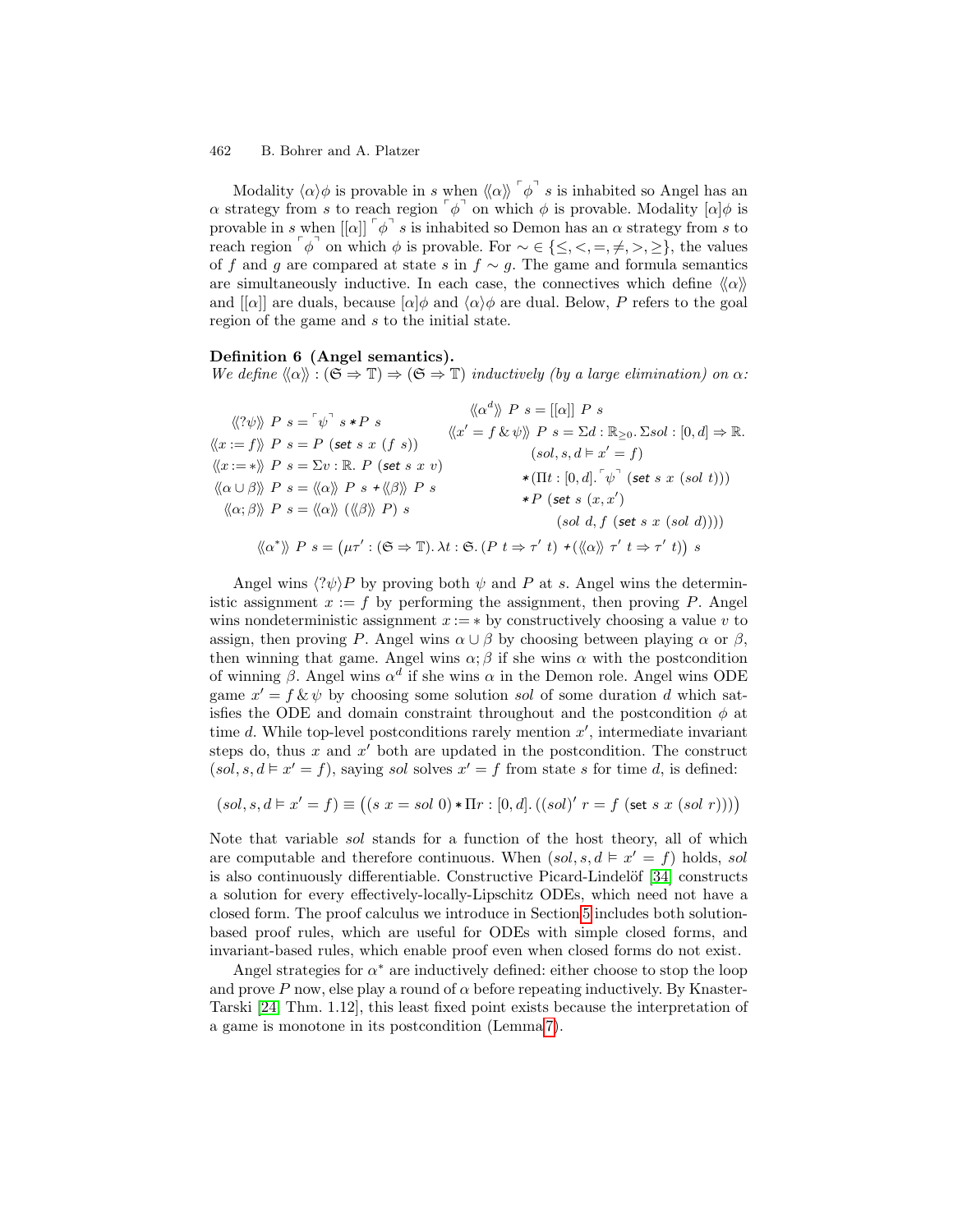Modality $\langle\alpha\rangle\phi$ is provable in $s$ when $\langle\langle\alpha\rangle\rangle\ \ulcorner\phi\urcorner\ s$ is inhabited so Angel has an $\alpha$ strategy from $s$ to reach region $\ulcorner\phi\urcorner$ on which $\phi$ is provable. Modality $[\alpha]\phi$ is provable in $s$ when $[[\alpha]]\ \ulcorner\phi\urcorner\ s$ is inhabited so Demon has an $\alpha$ strategy from $s$ to reach region $\ulcorner\phi\urcorner$ on which $\phi$ is provable. For $\sim\in\{\leq,<,=,\neq,>,\geq\}$, the values of $f$ and $g$ are compared at state $s$ in $f\sim g$. The game and formula semantics are simultaneously inductive. In each case, the connectives which define $\langle\langle\alpha\rangle\rangle$ and $[[\alpha]]$ are duals, because $[\alpha]\phi$ and $\langle\alpha\rangle\phi$ are dual. Below, $P$ refers to the goal region of the game and $s$ to the initial state.

**Definition 6 (Angel semantics).**
*We define* $\langle\langle\alpha\rangle\rangle : (\mathfrak{S}\Rightarrow\mathbb{T})\Rightarrow(\mathfrak{S}\Rightarrow\mathbb{T})$ *inductively (by a large elimination) on* $\alpha$:

$$\langle\langle ?\psi\rangle\rangle\ P\ s = \ulcorner\psi\urcorner\ s * P\ s$$

$$\langle\langle x := f\rangle\rangle\ P\ s = P\ (\mathsf{set}\ s\ x\ (f\ s))$$

$$\langle\langle x := *\rangle\rangle\ P\ s = \Sigma v:\mathbb{R}.\ P\ (\mathsf{set}\ s\ x\ v)$$

$$\langle\langle\alpha\cup\beta\rangle\rangle\ P\ s = \langle\langle\alpha\rangle\rangle\ P\ s + \langle\langle\beta\rangle\rangle\ P\ s$$

$$\langle\langle\alpha;\beta\rangle\rangle\ P\ s = \langle\langle\alpha\rangle\rangle\ (\langle\langle\beta\rangle\rangle\ P)\ s$$

$$\langle\langle\alpha^d\rangle\rangle\ P\ s = [[\alpha]]\ P\ s$$

$$\begin{aligned}\langle\langle x' = f\,\&\,\psi\rangle\rangle\ P\ s = \Sigma d:\mathbb{R}_{\geq 0}.\ \Sigma sol:[0,d]\Rightarrow\mathbb{R}.&\\ (sol, s, d \vDash x' = f)&\\ * (\Pi t:[0,d].\ \ulcorner\psi\urcorner\ (\mathsf{set}\ s\ x\ (sol\ t)))&\\ * P\ (\mathsf{set}\ s\ (x, x')&\\ (sol\ d, f\ (\mathsf{set}\ s\ x\ (sol\ d))))&\end{aligned}$$

$$\langle\langle\alpha^*\rangle\rangle\ P\ s = \big(\mu\tau' : (\mathfrak{S}\Rightarrow\mathbb{T}).\ \lambda t:\mathfrak{S}.\ (P\ t\Rightarrow\tau'\ t) + (\langle\langle\alpha\rangle\rangle\ \tau'\ t\Rightarrow\tau'\ t)\big)\ s$$

Angel wins $\langle ?\psi\rangle P$ by proving both $\psi$ and $P$ at $s$. Angel wins the deterministic assignment $x := f$ by performing the assignment, then proving $P$. Angel wins nondeterministic assignment $x := *$ by constructively choosing a value $v$ to assign, then proving $P$. Angel wins $\alpha\cup\beta$ by choosing between playing $\alpha$ or $\beta$, then winning that game. Angel wins $\alpha;\beta$ if she wins $\alpha$ with the postcondition of winning $\beta$. Angel wins $\alpha^d$ if she wins $\alpha$ in the Demon role. Angel wins ODE game $x' = f\,\&\,\psi$ by choosing some solution $sol$ of some duration $d$ which satisfies the ODE and domain constraint throughout and the postcondition $\phi$ at time $d$. While top-level postconditions rarely mention $x'$, intermediate invariant steps do, thus $x$ and $x'$ both are updated in the postcondition. The construct $(sol, s, d \vDash x' = f)$, saying $sol$ solves $x' = f$ from state $s$ for time $d$, is defined:

$$(sol, s, d \vDash x' = f) \equiv \big((s\ x = sol\ 0) * \Pi r:[0,d].\ ((sol)'\ r = f\ (\mathsf{set}\ s\ x\ (sol\ r)))\big)$$

Note that variable $sol$ stands for a function of the host theory, all of which are computable and therefore continuous. When $(sol, s, d \vDash x' = f)$ holds, $sol$ is also continuously differentiable. Constructive Picard-Lindelöf [34] constructs a solution for every effectively-locally-Lipschitz ODEs, which need not have a closed form. The proof calculus we introduce in Section 5 includes both solution-based proof rules, which are useful for ODEs with simple closed forms, and invariant-based rules, which enable proof even when closed forms do not exist.

Angel strategies for $\alpha^*$ are inductively defined: either choose to stop the loop and prove $P$ now, else play a round of $\alpha$ before repeating inductively. By Knaster-Tarski [24, Thm. 1.12], this least fixed point exists because the interpretation of a game is monotone in its postcondition (Lemma 7).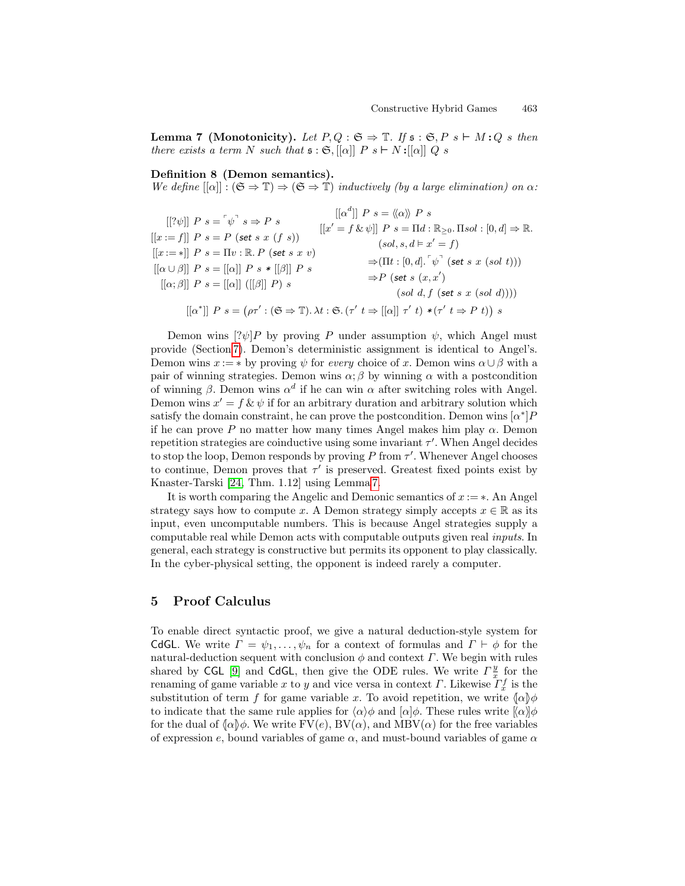**Lemma 7 (Monotonicity).** *Let $P, Q : \mathfrak{S} \Rightarrow \mathbb{T}$. If $\mathfrak{s} : \mathfrak{S}, P\ s \vdash M : Q\ s$ then there exists a term $N$ such that $\mathfrak{s} : \mathfrak{S}, [[\alpha]]\ P\ s \vdash N : [[\alpha]]\ Q\ s$*

**Definition 8 (Demon semantics).**
*We define $[[\alpha]] : (\mathfrak{S} \Rightarrow \mathbb{T}) \Rightarrow (\mathfrak{S} \Rightarrow \mathbb{T})$ inductively (by a large elimination) on $\alpha$:*

$$[[?\psi]]\ P\ s = \ulcorner \psi \urcorner\ s \Rightarrow P\ s$$

$$[[x := f]]\ P\ s = P\ (\textsf{set}\ s\ x\ (f\ s))$$

$$[[x := *]]\ P\ s = \Pi v : \mathbb{R}.\ P\ (\textsf{set}\ s\ x\ v)$$

$$[[\alpha \cup \beta]]\ P\ s = [[\alpha]]\ P\ s * [[\beta]]\ P\ s$$

$$[[\alpha ; \beta]]\ P\ s = [[\alpha]]\ ([[\beta]]\ P)\ s$$

$$[[\alpha^d]]\ P\ s = \langle\langle \alpha \rangle\rangle\ P\ s$$

$$[[x' = f \,\&\, \psi]]\ P\ s = \Pi d : \mathbb{R}_{\geq 0}.\ \Pi sol : [0, d] \Rightarrow \mathbb{R}.\ (sol, s, d \vDash x' = f) \Rightarrow (\Pi t : [0, d].\ \ulcorner \psi \urcorner\ (\textsf{set}\ s\ x\ (sol\ t))) \Rightarrow P\ (\textsf{set}\ s\ (x, x')\ (sol\ d, f\ (\textsf{set}\ s\ x\ (sol\ d))))$$

$$[[\alpha^*]]\ P\ s = \big(\rho\tau' : (\mathfrak{S} \Rightarrow \mathbb{T}).\ \lambda t : \mathfrak{S}.\ (\tau'\ t \Rightarrow [[\alpha]]\ \tau'\ t) * (\tau'\ t \Rightarrow P\ t)\big)\ s$$

Demon wins $[?\psi]P$ by proving $P$ under assumption $\psi$, which Angel must provide (Section 7). Demon's deterministic assignment is identical to Angel's. Demon wins $x := *$ by proving $\psi$ for *every* choice of $x$. Demon wins $\alpha \cup \beta$ with a pair of winning strategies. Demon wins $\alpha; \beta$ by winning $\alpha$ with a postcondition of winning $\beta$. Demon wins $\alpha^d$ if he can win $\alpha$ after switching roles with Angel. Demon wins $x' = f \,\&\, \psi$ if for an arbitrary duration and arbitrary solution which satisfy the domain constraint, he can prove the postcondition. Demon wins $[\alpha^*]P$ if he can prove $P$ no matter how many times Angel makes him play $\alpha$. Demon repetition strategies are coinductive using some invariant $\tau'$. When Angel decides to stop the loop, Demon responds by proving $P$ from $\tau'$. Whenever Angel chooses to continue, Demon proves that $\tau'$ is preserved. Greatest fixed points exist by Knaster-Tarski [24, Thm. 1.12] using Lemma 7.

It is worth comparing the Angelic and Demonic semantics of $x := *$. An Angel strategy says how to compute $x$. A Demon strategy simply accepts $x \in \mathbb{R}$ as its input, even uncomputable numbers. This is because Angel strategies supply a computable real while Demon acts with computable outputs given real *inputs*. In general, each strategy is constructive but permits its opponent to play classically. In the cyber-physical setting, the opponent is indeed rarely a computer.

## 5 Proof Calculus

To enable direct syntactic proof, we give a natural deduction-style system for CdGL. We write $\Gamma = \psi_1, \ldots, \psi_n$ for a context of formulas and $\Gamma \vdash \phi$ for the natural-deduction sequent with conclusion $\phi$ and context $\Gamma$. We begin with rules shared by CGL [9] and CdGL, then give the ODE rules. We write $\Gamma\frac{y}{x}$ for the renaming of game variable $x$ to $y$ and vice versa in context $\Gamma$. Likewise $\Gamma_x^f$ is the substitution of term $f$ for game variable $x$. To avoid repetition, we write $\langle\!\![\alpha]\!\!\rangle\phi$ to indicate that the same rule applies for $\langle\alpha\rangle\phi$ and $[\alpha]\phi$. These rules write $[\!\!\langle\alpha\rangle\!\!]\phi$ for the dual of $\langle\!\![\alpha]\!\!\rangle\phi$. We write $\mathrm{FV}(e)$, $\mathrm{BV}(\alpha)$, and $\mathrm{MBV}(\alpha)$ for the free variables of expression $e$, bound variables of game $\alpha$, and must-bound variables of game $\alpha$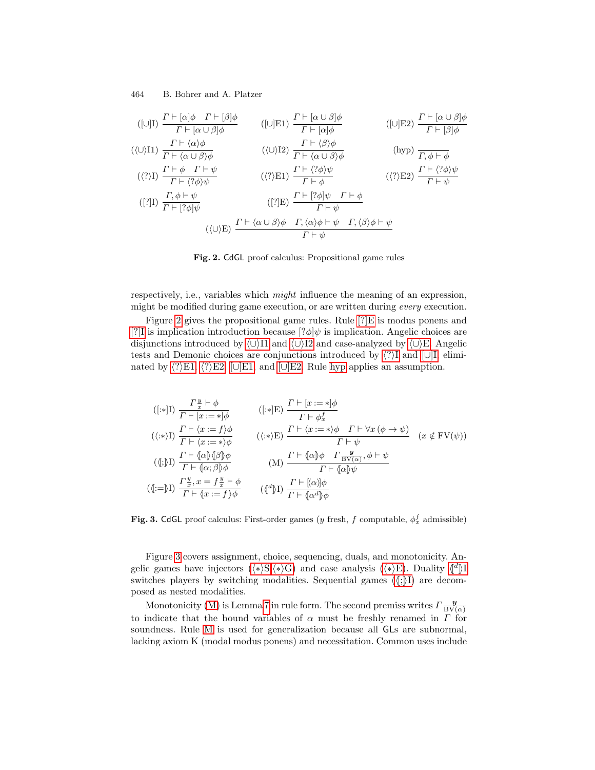$$([\cup]\text{I})\ \frac{\Gamma \vdash [\alpha]\phi \quad \Gamma \vdash [\beta]\phi}{\Gamma \vdash [\alpha \cup \beta]\phi} \qquad ([\cup]\text{E1})\ \frac{\Gamma \vdash [\alpha \cup \beta]\phi}{\Gamma \vdash [\alpha]\phi} \qquad ([\cup]\text{E2})\ \frac{\Gamma \vdash [\alpha \cup \beta]\phi}{\Gamma \vdash [\beta]\phi}$$

$$(\langle\cup\rangle\text{I1})\ \frac{\Gamma \vdash \langle\alpha\rangle\phi}{\Gamma \vdash \langle\alpha \cup \beta\rangle\phi} \qquad (\langle\cup\rangle\text{I2})\ \frac{\Gamma \vdash \langle\beta\rangle\phi}{\Gamma \vdash \langle\alpha \cup \beta\rangle\phi} \qquad (\text{hyp})\ \frac{}{\Gamma, \phi \vdash \phi}$$

$$(\langle?\rangle\text{I})\ \frac{\Gamma \vdash \phi \quad \Gamma \vdash \psi}{\Gamma \vdash \langle?\phi\rangle\psi} \qquad (\langle?\rangle\text{E1})\ \frac{\Gamma \vdash \langle?\phi\rangle\psi}{\Gamma \vdash \phi} \qquad (\langle?\rangle\text{E2})\ \frac{\Gamma \vdash \langle?\phi\rangle\psi}{\Gamma \vdash \psi}$$

$$([?]\text{I})\ \frac{\Gamma, \phi \vdash \psi}{\Gamma \vdash [?\phi]\psi} \qquad ([?]\text{E})\ \frac{\Gamma \vdash [?\phi]\psi \quad \Gamma \vdash \phi}{\Gamma \vdash \psi}$$

$$(\langle\cup\rangle\text{E})\ \frac{\Gamma \vdash \langle\alpha \cup \beta\rangle\phi \quad \Gamma, \langle\alpha\rangle\phi \vdash \psi \quad \Gamma, \langle\beta\rangle\phi \vdash \psi}{\Gamma \vdash \psi}$$

**Fig. 2.** CdGL proof calculus: Propositional game rules

respectively, i.e., variables which *might* influence the meaning of an expression, might be modified during game execution, or are written during *every* execution.

Figure 2 gives the propositional game rules. Rule [?]E is modus ponens and [?]I is implication introduction because $[?\phi]\psi$ is implication. Angelic choices are disjunctions introduced by $\langle\cup\rangle$I1 and $\langle\cup\rangle$I2 and case-analyzed by $\langle\cup\rangle$E. Angelic tests and Demonic choices are conjunctions introduced by $\langle?\rangle$I and $[\cup]$I, eliminated by $\langle?\rangle$E1, $\langle?\rangle$E2, $[\cup]$E1, and $[\cup]$E2. Rule hyp applies an assumption.

$$([{:}*]\text{I})\ \frac{\Gamma^{\,y}_{\,x} \vdash \phi}{\Gamma \vdash [x := *]\phi} \qquad ([{:}*]\text{E})\ \frac{\Gamma \vdash [x := *]\phi}{\Gamma \vdash \phi^f_x}$$

$$(\langle{:}*\rangle\text{I})\ \frac{\Gamma \vdash \langle x := f\rangle\phi}{\Gamma \vdash \langle x := *\rangle\phi} \qquad (\langle{:}*\rangle\text{E})\ \frac{\Gamma \vdash \langle x := *\rangle\phi \quad \Gamma \vdash \forall x\,(\phi \rightarrow \psi)}{\Gamma \vdash \psi}\quad (x \notin \text{FV}(\psi))$$

$$(\langle\!\![;]\!\!\rangle\text{I})\ \frac{\Gamma \vdash \langle\!\![\alpha]\!\!\rangle\langle\!\![\beta]\!\!\rangle\phi}{\Gamma \vdash \langle\!\![\alpha;\beta]\!\!\rangle\phi} \qquad (\text{M})\ \frac{\Gamma \vdash \langle\!\![\alpha]\!\!\rangle\phi \quad \Gamma^{\,\boldsymbol{y}}_{\,\text{BV}(\alpha)}, \phi \vdash \psi}{\Gamma \vdash \langle\!\![\alpha]\!\!\rangle\psi}$$

$$(\langle\!\![:=]\!\!\rangle\text{I})\ \frac{\Gamma^{\,y}_{\,x}, x = f^{\,y}_{\,x} \vdash \phi}{\Gamma \vdash \langle\!\![x := f]\!\!\rangle\phi} \qquad (\langle\!\![^d]\!\!\rangle\text{I})\ \frac{\Gamma \vdash [\!\langle\alpha\rangle\!]\phi}{\Gamma \vdash \langle\!\![\alpha^d]\!\!\rangle\phi}$$

**Fig. 3.** CdGL proof calculus: First-order games ($y$ fresh, $f$ computable, $\phi^f_x$ admissible)

Figure 3 covers assignment, choice, sequencing, duals, and monotonicity. Angelic games have injectors ($\langle*\rangle$S,$\langle*\rangle$G) and case analysis ($\langle*\rangle$E). Duality $\langle\!\![^d]\!\!\rangle$I switches players by switching modalities. Sequential games ($\langle\!\![;]\!\!\rangle$I) are decomposed as nested modalities.

Monotonicity (M) is Lemma 7 in rule form. The second premiss writes $\Gamma^{\,\boldsymbol{y}}_{\,\text{BV}(\alpha)}$ to indicate that the bound variables of $\alpha$ must be freshly renamed in $\Gamma$ for soundness. Rule M is used for generalization because all GLs are subnormal, lacking axiom K (modal modus ponens) and necessitation. Common uses include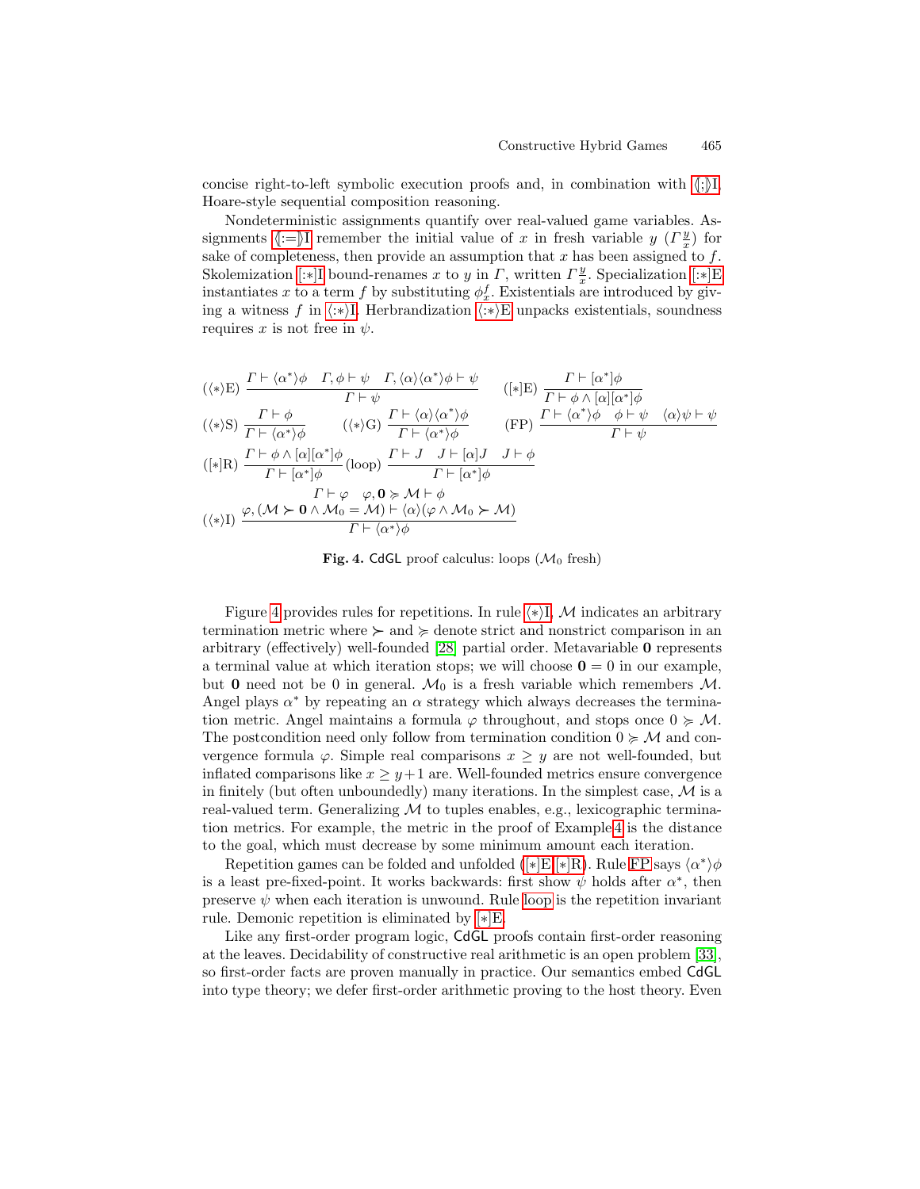concise right-to-left symbolic execution proofs and, in combination with $\langle\!\langle ; \rangle\!\rangle$I, Hoare-style sequential composition reasoning.

Nondeterministic assignments quantify over real-valued game variables. Assignments $\langle\!\langle := \rangle\!\rangle$I remember the initial value of $x$ in fresh variable $y$ ($\Gamma\frac{y}{x}$) for sake of completeness, then provide an assumption that $x$ has been assigned to $f$. Skolemization $[:*]$I bound-renames $x$ to $y$ in $\Gamma$, written $\Gamma\frac{y}{x}$. Specialization $[:*]$E instantiates $x$ to a term $f$ by substituting $\phi_x^f$. Existentials are introduced by giving a witness $f$ in $\langle :* \rangle$I. Herbrandization $\langle :* \rangle$E unpacks existentials, soundness requires $x$ is not free in $\psi$.

$$(\langle * \rangle\mathrm{E})\ \frac{\Gamma \vdash \langle \alpha^* \rangle \phi \quad \Gamma, \phi \vdash \psi \quad \Gamma, \langle \alpha \rangle \langle \alpha^* \rangle \phi \vdash \psi}{\Gamma \vdash \psi} \qquad ([*]\mathrm{E})\ \frac{\Gamma \vdash [\alpha^*]\phi}{\Gamma \vdash \phi \wedge [\alpha][\alpha^*]\phi}$$

$$(\langle * \rangle\mathrm{S})\ \frac{\Gamma \vdash \phi}{\Gamma \vdash \langle \alpha^* \rangle \phi} \qquad (\langle * \rangle\mathrm{G})\ \frac{\Gamma \vdash \langle \alpha \rangle \langle \alpha^* \rangle \phi}{\Gamma \vdash \langle \alpha^* \rangle \phi} \qquad (\mathrm{FP})\ \frac{\Gamma \vdash \langle \alpha^* \rangle \phi \quad \phi \vdash \psi \quad \langle \alpha \rangle \psi \vdash \psi}{\Gamma \vdash \psi}$$

$$([*]\mathrm{R})\ \frac{\Gamma \vdash \phi \wedge [\alpha][\alpha^*]\phi}{\Gamma \vdash [\alpha^*]\phi} \quad (\mathrm{loop})\ \frac{\Gamma \vdash J \quad J \vdash [\alpha]J \quad J \vdash \phi}{\Gamma \vdash [\alpha^*]\phi}$$

$$(\langle * \rangle\mathrm{I})\ \frac{\Gamma \vdash \varphi \quad \varphi, \mathbf{0} \succcurlyeq \mathcal{M} \vdash \phi \quad \varphi, (\mathcal{M} \succ \mathbf{0} \wedge \mathcal{M}_0 = \mathcal{M}) \vdash \langle \alpha \rangle (\varphi \wedge \mathcal{M}_0 \succ \mathcal{M})}{\Gamma \vdash \langle \alpha^* \rangle \phi}$$

**Fig. 4.** CdGL proof calculus: loops ($\mathcal{M}_0$ fresh)

Figure 4 provides rules for repetitions. In rule $\langle * \rangle$I, $\mathcal{M}$ indicates an arbitrary termination metric where $\succ$ and $\succcurlyeq$ denote strict and nonstrict comparison in an arbitrary (effectively) well-founded [28] partial order. Metavariable $\mathbf{0}$ represents a terminal value at which iteration stops; we will choose $\mathbf{0} = 0$ in our example, but $\mathbf{0}$ need not be 0 in general. $\mathcal{M}_0$ is a fresh variable which remembers $\mathcal{M}$. Angel plays $\alpha^*$ by repeating an $\alpha$ strategy which always decreases the termination metric. Angel maintains a formula $\varphi$ throughout, and stops once $0 \succcurlyeq \mathcal{M}$. The postcondition need only follow from termination condition $0 \succcurlyeq \mathcal{M}$ and convergence formula $\varphi$. Simple real comparisons $x \geq y$ are not well-founded, but inflated comparisons like $x \geq y+1$ are. Well-founded metrics ensure convergence in finitely (but often unboundedly) many iterations. In the simplest case, $\mathcal{M}$ is a real-valued term. Generalizing $\mathcal{M}$ to tuples enables, e.g., lexicographic termination metrics. For example, the metric in the proof of Example 4 is the distance to the goal, which must decrease by some minimum amount each iteration.

Repetition games can be folded and unfolded ([*]E,[*]R). Rule FP says $\langle \alpha^* \rangle \phi$ is a least pre-fixed-point. It works backwards: first show $\psi$ holds after $\alpha^*$, then preserve $\psi$ when each iteration is unwound. Rule loop is the repetition invariant rule. Demonic repetition is eliminated by [*]E.

Like any first-order program logic, CdGL proofs contain first-order reasoning at the leaves. Decidability of constructive real arithmetic is an open problem [33], so first-order facts are proven manually in practice. Our semantics embed CdGL into type theory; we defer first-order arithmetic proving to the host theory. Even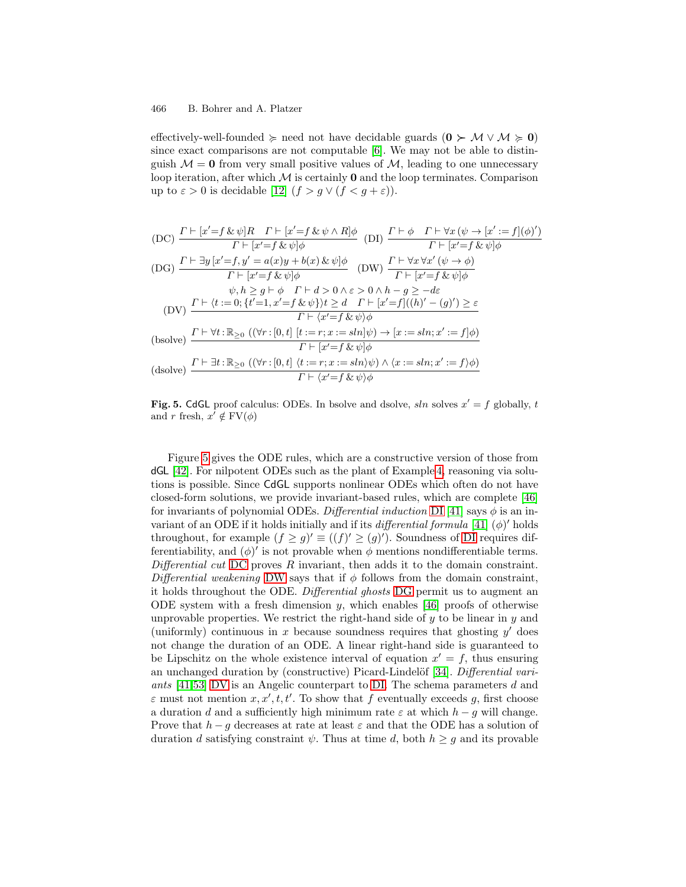effectively-well-founded $\succcurlyeq$ need not have decidable guards $(\mathbf{0} \succ \mathcal{M} \vee \mathcal{M} \succcurlyeq \mathbf{0})$ since exact comparisons are not computable [6]. We may not be able to distinguish $\mathcal{M} = \mathbf{0}$ from very small positive values of $\mathcal{M}$, leading to one unnecessary loop iteration, after which $\mathcal{M}$ is certainly $\mathbf{0}$ and the loop terminates. Comparison up to $\varepsilon > 0$ is decidable [12] $(f > g \vee (f < g + \varepsilon))$.

$$
\text{(DC)}\ \frac{\Gamma \vdash [x'=f \,\&\, \psi]R \quad \Gamma \vdash [x'=f \,\&\, \psi \wedge R]\phi}{\Gamma \vdash [x'=f \,\&\, \psi]\phi}
\quad
\text{(DI)}\ \frac{\Gamma \vdash \phi \quad \Gamma \vdash \forall x\, (\psi \rightarrow [x' := f](\phi)')}{\Gamma \vdash [x'=f \,\&\, \psi]\phi}
$$

$$
\text{(DG)}\ \frac{\Gamma \vdash \exists y\, [x'=f, y' = a(x)y + b(x) \,\&\, \psi]\phi}{\Gamma \vdash [x'=f \,\&\, \psi]\phi}
\quad
\text{(DW)}\ \frac{\Gamma \vdash \forall x\, \forall x'\, (\psi \rightarrow \phi)}{\Gamma \vdash [x'=f \,\&\, \psi]\phi}
$$

$$
\text{(DV)}\ \frac{\psi, h \geq g \vdash \phi \quad \Gamma \vdash d > 0 \wedge \varepsilon > 0 \wedge h - g \geq -d\varepsilon \atop \Gamma \vdash \langle t := 0; \{t'=1, x'=f \,\&\, \psi\}\rangle t \geq d \quad \Gamma \vdash [x'=f]((h)' - (g)') \geq \varepsilon}{\Gamma \vdash \langle x'=f \,\&\, \psi\rangle\phi}
$$

$$
\text{(bsolve)}\ \frac{\Gamma \vdash \forall t : \mathbb{R}_{\geq 0}\ ((\forall r : [0,t]\ [t := r; x := sln]\psi) \rightarrow [x := sln; x' := f]\phi)}{\Gamma \vdash [x'=f \,\&\, \psi]\phi}
$$

$$
\text{(dsolve)}\ \frac{\Gamma \vdash \exists t : \mathbb{R}_{\geq 0}\ ((\forall r : [0,t]\ \langle t := r; x := sln\rangle\psi) \wedge \langle x := sln; x' := f\rangle\phi)}{\Gamma \vdash \langle x'=f \,\&\, \psi\rangle\phi}
$$

**Fig. 5.** CdGL proof calculus: ODEs. In bsolve and dsolve, $sln$ solves $x' = f$ globally, $t$ and $r$ fresh, $x' \notin \mathrm{FV}(\phi)$

Figure 5 gives the ODE rules, which are a constructive version of those from dGL [42]. For nilpotent ODEs such as the plant of Example 4, reasoning via solutions is possible. Since CdGL supports nonlinear ODEs which often do not have closed-form solutions, we provide invariant-based rules, which are complete [46] for invariants of polynomial ODEs. *Differential induction* DI [41] says $\phi$ is an invariant of an ODE if it holds initially and if its *differential formula* [41] $(\phi)'$ holds throughout, for example $(f \geq g)' \equiv ((f)' \geq (g)')$. Soundness of DI requires differentiability, and $(\phi)'$ is not provable when $\phi$ mentions nondifferentiable terms. *Differential cut* DC proves $R$ invariant, then adds it to the domain constraint. *Differential weakening* DW says that if $\phi$ follows from the domain constraint, it holds throughout the ODE. *Differential ghosts* DG permit us to augment an ODE system with a fresh dimension $y$, which enables [46] proofs of otherwise unprovable properties. We restrict the right-hand side of $y$ to be linear in $y$ and (uniformly) continuous in $x$ because soundness requires that ghosting $y'$ does not change the duration of an ODE. A linear right-hand side is guaranteed to be Lipschitz on the whole existence interval of equation $x' = f$, thus ensuring an unchanged duration by (constructive) Picard-Lindelöf [34]. *Differential variants* [41,53] DV is an Angelic counterpart to DI. The schema parameters $d$ and $\varepsilon$ must not mention $x, x', t, t'$. To show that $f$ eventually exceeds $g$, first choose a duration $d$ and a sufficiently high minimum rate $\varepsilon$ at which $h - g$ will change. Prove that $h - g$ decreases at rate at least $\varepsilon$ and that the ODE has a solution of duration $d$ satisfying constraint $\psi$. Thus at time $d$, both $h \geq g$ and its provable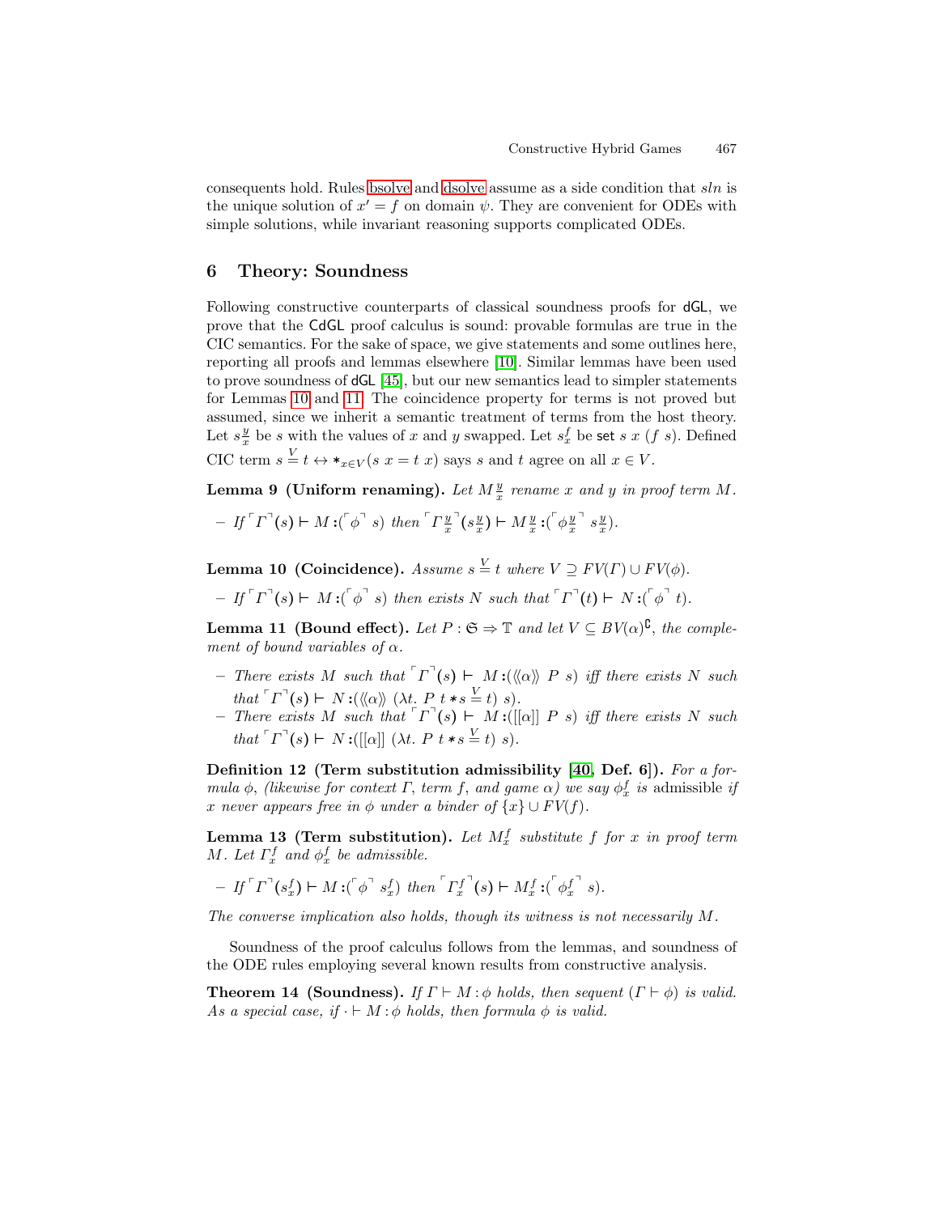consequents hold. Rules bsolve and dsolve assume as a side condition that $sln$ is the unique solution of $x' = f$ on domain $\psi$. They are convenient for ODEs with simple solutions, while invariant reasoning supports complicated ODEs.

## 6 Theory: Soundness

Following constructive counterparts of classical soundness proofs for dGL, we prove that the CdGL proof calculus is sound: provable formulas are true in the CIC semantics. For the sake of space, we give statements and some outlines here, reporting all proofs and lemmas elsewhere [10]. Similar lemmas have been used to prove soundness of dGL [45], but our new semantics lead to simpler statements for Lemmas 10 and 11. The coincidence property for terms is not proved but assumed, since we inherit a semantic treatment of terms from the host theory. Let $s\frac{y}{x}$ be $s$ with the values of $x$ and $y$ swapped. Let $s_x^f$ be $\mathsf{set}\ s\ x\ (f\ s)$. Defined CIC term $s \overset{V}{=} t \leftrightarrow *_{x \in V}(s\ x = t\ x)$ says $s$ and $t$ agree on all $x \in V$.

**Lemma 9 (Uniform renaming).** *Let $M\frac{y}{x}$ rename $x$ and $y$ in proof term $M$.*

- *If $\ulcorner\Gamma\urcorner(s) \vdash M :(\ulcorner\phi\urcorner\ s)$ then $\ulcorner\Gamma\frac{y}{x}\urcorner(s\frac{y}{x}) \vdash M\frac{y}{x} :(\ulcorner\phi\frac{y}{x}\urcorner\ s\frac{y}{x})$.*

**Lemma 10 (Coincidence).** *Assume $s \overset{V}{=} t$ where $V \supseteq FV(\Gamma) \cup FV(\phi)$.*

- *If $\ulcorner\Gamma\urcorner(s) \vdash M :(\ulcorner\phi\urcorner\ s)$ then exists $N$ such that $\ulcorner\Gamma\urcorner(t) \vdash N :(\ulcorner\phi\urcorner\ t)$.*

**Lemma 11 (Bound effect).** *Let $P : \mathfrak{S} \Rightarrow \mathbb{T}$ and let $V \subseteq BV(\alpha)^{\complement}$, the complement of bound variables of $\alpha$.*

- *There exists $M$ such that $\ulcorner\Gamma\urcorner(s) \vdash M :(\langle\!\langle\alpha\rangle\!\rangle\ P\ s)$ iff there exists $N$ such that $\ulcorner\Gamma\urcorner(s) \vdash N :(\langle\!\langle\alpha\rangle\!\rangle\ (\lambda t.\ P\ t * s \overset{V}{=} t)\ s)$.*
- *There exists $M$ such that $\ulcorner\Gamma\urcorner(s) \vdash M :([[\alpha]]\ P\ s)$ iff there exists $N$ such that $\ulcorner\Gamma\urcorner(s) \vdash N :([[\alpha]]\ (\lambda t.\ P\ t * s \overset{V}{=} t)\ s)$.*

**Definition 12 (Term substitution admissibility [40, Def. 6]).** *For a formula $\phi$, (likewise for context $\Gamma$, term $f$, and game $\alpha$) we say $\phi_x^f$ is* admissible *if $x$ never appears free in $\phi$ under a binder of $\{x\} \cup FV(f)$.*

**Lemma 13 (Term substitution).** *Let $M_x^f$ substitute $f$ for $x$ in proof term $M$. Let $\Gamma_x^f$ and $\phi_x^f$ be admissible.*

- *If $\ulcorner\Gamma\urcorner(s_x^f) \vdash M :(\ulcorner\phi\urcorner\ s_x^f)$ then $\ulcorner\Gamma_x^f\urcorner(s) \vdash M_x^f :(\ulcorner\phi_x^f\urcorner\ s)$.*

*The converse implication also holds, though its witness is not necessarily $M$.*

Soundness of the proof calculus follows from the lemmas, and soundness of the ODE rules employing several known results from constructive analysis.

**Theorem 14 (Soundness).** *If $\Gamma \vdash M : \phi$ holds, then sequent $(\Gamma \vdash \phi)$ is valid. As a special case, if $\cdot \vdash M : \phi$ holds, then formula $\phi$ is valid.*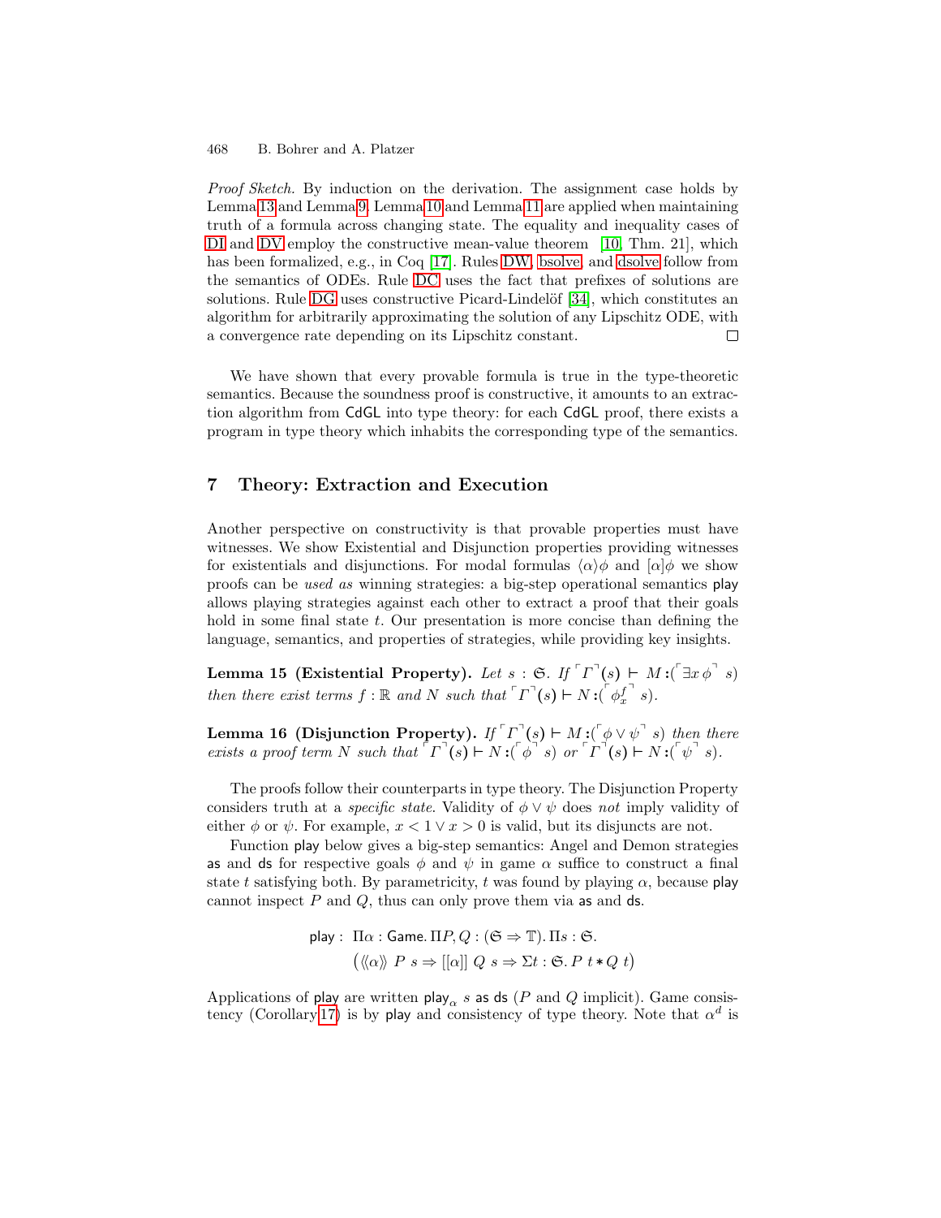*Proof Sketch.* By induction on the derivation. The assignment case holds by Lemma 13 and Lemma 9. Lemma 10 and Lemma 11 are applied when maintaining truth of a formula across changing state. The equality and inequality cases of DI and DV employ the constructive mean-value theorem [10, Thm. 21], which has been formalized, e.g., in Coq [17]. Rules DW, bsolve, and dsolve follow from the semantics of ODEs. Rule DC uses the fact that prefixes of solutions are solutions. Rule DG uses constructive Picard-Lindelöf [34], which constitutes an algorithm for arbitrarily approximating the solution of any Lipschitz ODE, with a convergence rate depending on its Lipschitz constant. □

We have shown that every provable formula is true in the type-theoretic semantics. Because the soundness proof is constructive, it amounts to an extraction algorithm from CdGL into type theory: for each CdGL proof, there exists a program in type theory which inhabits the corresponding type of the semantics.

## 7 Theory: Extraction and Execution

Another perspective on constructivity is that provable properties must have witnesses. We show Existential and Disjunction properties providing witnesses for existentials and disjunctions. For modal formulas $\langle\alpha\rangle\phi$ and $[\alpha]\phi$ we show proofs can be *used as* winning strategies: a big-step operational semantics play allows playing strategies against each other to extract a proof that their goals hold in some final state $t$. Our presentation is more concise than defining the language, semantics, and properties of strategies, while providing key insights.

**Lemma 15 (Existential Property).** *Let* $s : \mathfrak{S}$*. If* $\ulcorner\Gamma\urcorner(s) \vdash M : (\ulcorner\exists x\,\phi\urcorner\; s)$ *then there exist terms* $f : \mathbb{R}$ *and* $N$ *such that* $\ulcorner\Gamma\urcorner(s) \vdash N : (\ulcorner\phi_x^f\urcorner\; s)$*.*

**Lemma 16 (Disjunction Property).** *If* $\ulcorner\Gamma\urcorner(s) \vdash M : (\ulcorner\phi \vee \psi\urcorner\; s)$ *then there exists a proof term* $N$ *such that* $\ulcorner\Gamma\urcorner(s) \vdash N : (\ulcorner\phi\urcorner\; s)$ *or* $\ulcorner\Gamma\urcorner(s) \vdash N : (\ulcorner\psi\urcorner\; s)$*.*

The proofs follow their counterparts in type theory. The Disjunction Property considers truth at a *specific state*. Validity of $\phi \vee \psi$ does *not* imply validity of either $\phi$ or $\psi$. For example, $x < 1 \vee x > 0$ is valid, but its disjuncts are not.

Function play below gives a big-step semantics: Angel and Demon strategies as and ds for respective goals $\phi$ and $\psi$ in game $\alpha$ suffice to construct a final state $t$ satisfying both. By parametricity, $t$ was found by playing $\alpha$, because play cannot inspect $P$ and $Q$, thus can only prove them via as and ds.

$$\mathsf{play} : \Pi\alpha : \mathsf{Game}.\, \Pi P, Q : (\mathfrak{S} \Rightarrow \mathbb{T}).\, \Pi s : \mathfrak{S}.$$
$$\big(\langle\!\langle\alpha\rangle\!\rangle\; P\; s \Rightarrow [[\alpha]]\; Q\; s \Rightarrow \Sigma t : \mathfrak{S}.\, P\; t * Q\; t\big)$$

Applications of play are written $\mathsf{play}_\alpha\; s$ as ds ($P$ and $Q$ implicit). Game consistency (Corollary 17) is by play and consistency of type theory. Note that $\alpha^d$ is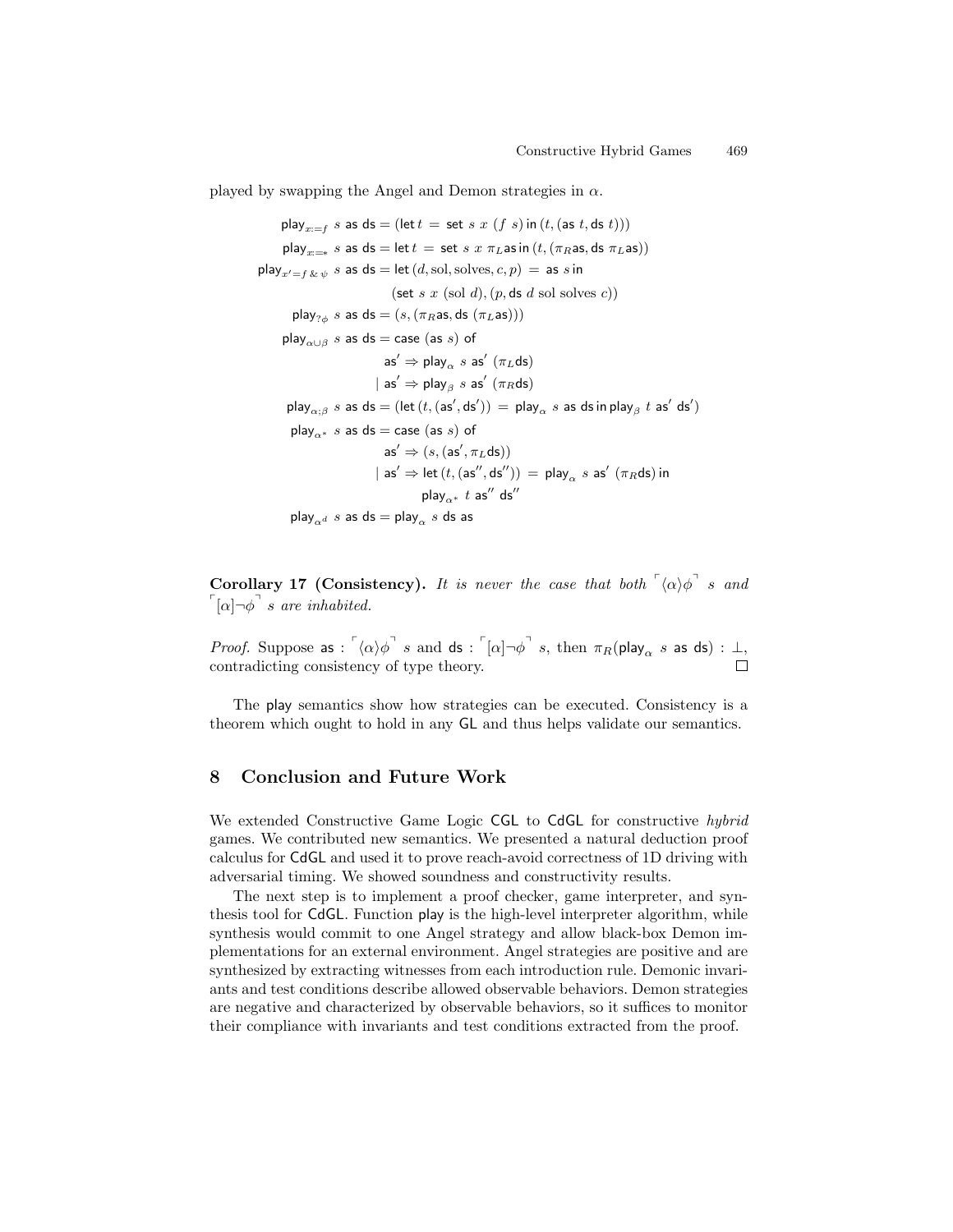played by swapping the Angel and Demon strategies in $\alpha$.

$$
\begin{aligned}
\mathsf{play}_{x:=f}\ s\ \mathsf{as}\ \mathsf{ds} &= (\mathsf{let}\, t\ =\ \mathsf{set}\ s\ x\ (f\ s)\,\mathsf{in}\,(t, (\mathsf{as}\ t, \mathsf{ds}\ t)))\\
\mathsf{play}_{x:=*}\ s\ \mathsf{as}\ \mathsf{ds} &= \mathsf{let}\, t\ =\ \mathsf{set}\ s\ x\ \pi_L \mathsf{as}\,\mathsf{in}\,(t, (\pi_R \mathsf{as}, \mathsf{ds}\ \pi_L \mathsf{as}))\\
\mathsf{play}_{x'=f\,\&\,\psi}\ s\ \mathsf{as}\ \mathsf{ds} &= \mathsf{let}\,(d, \mathrm{sol}, \mathrm{solves}, c, p)\ =\ \mathsf{as}\ s\,\mathsf{in}\\
&\qquad (\mathsf{set}\ s\ x\ (\mathrm{sol}\ d), (p, \mathsf{ds}\ d\ \mathrm{sol}\ \mathrm{solves}\ c))\\
\mathsf{play}_{?\phi}\ s\ \mathsf{as}\ \mathsf{ds} &= (s, (\pi_R \mathsf{as}, \mathsf{ds}\ (\pi_L \mathsf{as})))\\
\mathsf{play}_{\alpha\cup\beta}\ s\ \mathsf{as}\ \mathsf{ds} &= \mathsf{case}\ (\mathsf{as}\ s)\ \mathsf{of}\\
&\qquad \mathsf{as}' \Rightarrow \mathsf{play}_\alpha\ s\ \mathsf{as}'\ (\pi_L \mathsf{ds})\\
&\qquad \mid \mathsf{as}' \Rightarrow \mathsf{play}_\beta\ s\ \mathsf{as}'\ (\pi_R \mathsf{ds})\\
\mathsf{play}_{\alpha;\beta}\ s\ \mathsf{as}\ \mathsf{ds} &= (\mathsf{let}\,(t, (\mathsf{as}', \mathsf{ds}'))\ =\ \mathsf{play}_\alpha\ s\ \mathsf{as}\ \mathsf{ds}\,\mathsf{in}\,\mathsf{play}_\beta\ t\ \mathsf{as}'\ \mathsf{ds}')\\
\mathsf{play}_{\alpha^*}\ s\ \mathsf{as}\ \mathsf{ds} &= \mathsf{case}\ (\mathsf{as}\ s)\ \mathsf{of}\\
&\qquad \mathsf{as}' \Rightarrow (s, (\mathsf{as}', \pi_L \mathsf{ds}))\\
&\qquad \mid \mathsf{as}' \Rightarrow \mathsf{let}\,(t, (\mathsf{as}'', \mathsf{ds}''))\ =\ \mathsf{play}_\alpha\ s\ \mathsf{as}'\ (\pi_R \mathsf{ds})\,\mathsf{in}\\
&\qquad\qquad \mathsf{play}_{\alpha^*}\ t\ \mathsf{as}''\ \mathsf{ds}''\\
\mathsf{play}_{\alpha^d}\ s\ \mathsf{as}\ \mathsf{ds} &= \mathsf{play}_\alpha\ s\ \mathsf{ds}\ \mathsf{as}
\end{aligned}
$$

**Corollary 17 (Consistency).** *It is never the case that both* $\ulcorner\langle\alpha\rangle\phi\urcorner\ s$ *and* $\ulcorner[\alpha]\neg\phi\urcorner\ s$ *are inhabited.*

*Proof.* Suppose $\mathsf{as} : \ulcorner\langle\alpha\rangle\phi\urcorner\ s$ and $\mathsf{ds} : \ulcorner[\alpha]\neg\phi\urcorner\ s$, then $\pi_R(\mathsf{play}_\alpha\ s\ \mathsf{as}\ \mathsf{ds}) : \bot$, contradicting consistency of type theory. $\square$

The play semantics show how strategies can be executed. Consistency is a theorem which ought to hold in any GL and thus helps validate our semantics.

## 8 Conclusion and Future Work

We extended Constructive Game Logic CGL to CdGL for constructive *hybrid* games. We contributed new semantics. We presented a natural deduction proof calculus for CdGL and used it to prove reach-avoid correctness of 1D driving with adversarial timing. We showed soundness and constructivity results.

The next step is to implement a proof checker, game interpreter, and synthesis tool for CdGL. Function play is the high-level interpreter algorithm, while synthesis would commit to one Angel strategy and allow black-box Demon implementations for an external environment. Angel strategies are positive and are synthesized by extracting witnesses from each introduction rule. Demonic invariants and test conditions describe allowed observable behaviors. Demon strategies are negative and characterized by observable behaviors, so it suffices to monitor their compliance with invariants and test conditions extracted from the proof.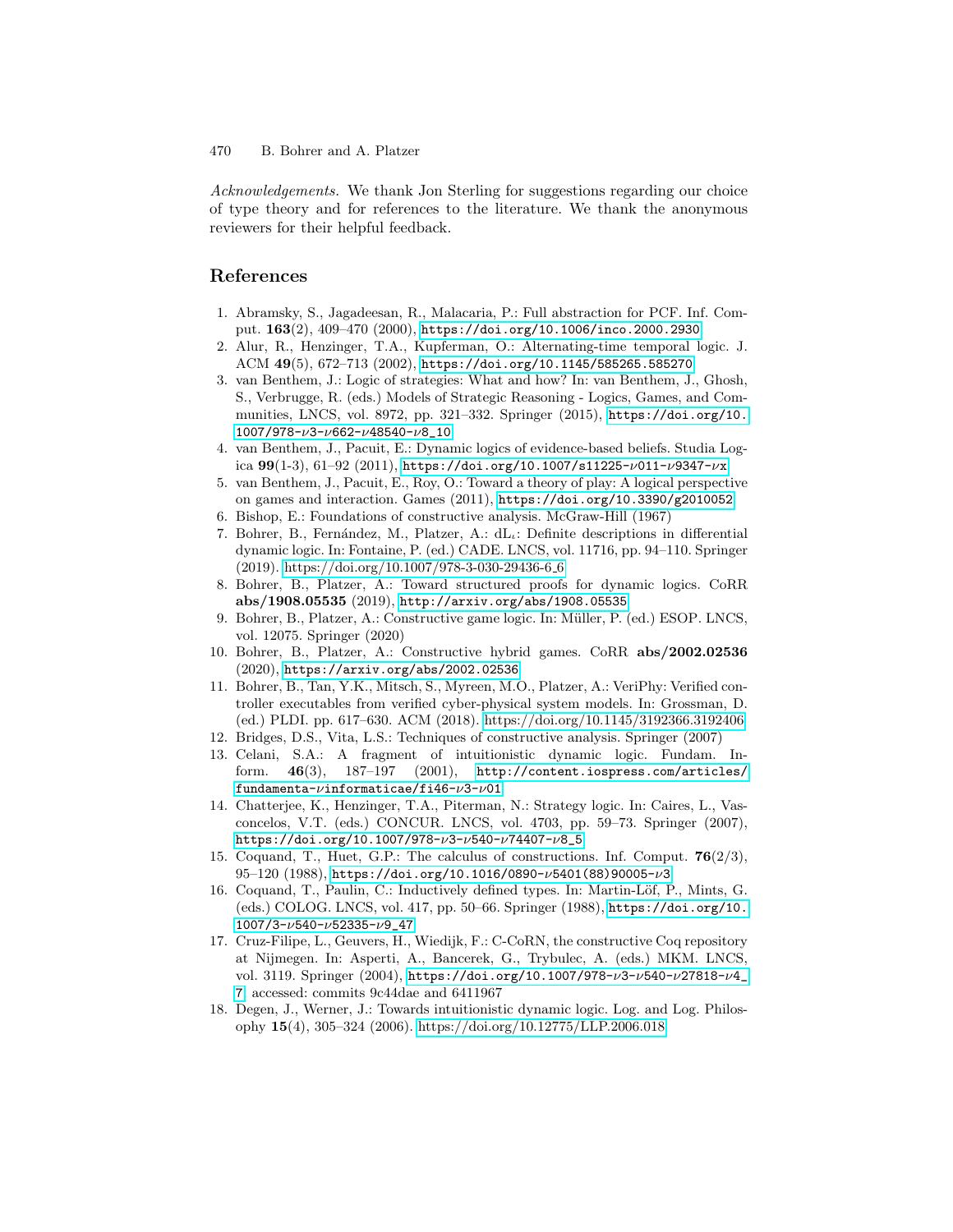*Acknowledgements.* We thank Jon Sterling for suggestions regarding our choice of type theory and for references to the literature. We thank the anonymous reviewers for their helpful feedback.

## References

1. Abramsky, S., Jagadeesan, R., Malacaria, P.: Full abstraction for PCF. Inf. Comput. **163**(2), 409–470 (2000), https://doi.org/10.1006/inco.2000.2930
2. Alur, R., Henzinger, T.A., Kupferman, O.: Alternating-time temporal logic. J. ACM **49**(5), 672–713 (2002), https://doi.org/10.1145/585265.585270
3. van Benthem, J.: Logic of strategies: What and how? In: van Benthem, J., Ghosh, S., Verbrugge, R. (eds.) Models of Strategic Reasoning - Logics, Games, and Communities, LNCS, vol. 8972, pp. 321–332. Springer (2015), https://doi.org/10.1007/978-ν3-ν662-ν48540-ν8_10
4. van Benthem, J., Pacuit, E.: Dynamic logics of evidence-based beliefs. Studia Logica **99**(1-3), 61–92 (2011), https://doi.org/10.1007/s11225-ν011-ν9347-νx
5. van Benthem, J., Pacuit, E., Roy, O.: Toward a theory of play: A logical perspective on games and interaction. Games (2011), https://doi.org/10.3390/g2010052
6. Bishop, E.: Foundations of constructive analysis. McGraw-Hill (1967)
7. Bohrer, B., Fernández, M., Platzer, A.: dL$_\iota$: Definite descriptions in differential dynamic logic. In: Fontaine, P. (ed.) CADE. LNCS, vol. 11716, pp. 94–110. Springer (2019). https://doi.org/10.1007/978-3-030-29436-6_6
8. Bohrer, B., Platzer, A.: Toward structured proofs for dynamic logics. CoRR **abs/1908.05535** (2019), http://arxiv.org/abs/1908.05535
9. Bohrer, B., Platzer, A.: Constructive game logic. In: Müller, P. (ed.) ESOP. LNCS, vol. 12075. Springer (2020)
10. Bohrer, B., Platzer, A.: Constructive hybrid games. CoRR **abs/2002.02536** (2020), https://arxiv.org/abs/2002.02536
11. Bohrer, B., Tan, Y.K., Mitsch, S., Myreen, M.O., Platzer, A.: VeriPhy: Verified controller executables from verified cyber-physical system models. In: Grossman, D. (ed.) PLDI. pp. 617–630. ACM (2018). https://doi.org/10.1145/3192366.3192406
12. Bridges, D.S., Vita, L.S.: Techniques of constructive analysis. Springer (2007)
13. Celani, S.A.: A fragment of intuitionistic dynamic logic. Fundam. Inform. **46**(3), 187–197 (2001), http://content.iospress.com/articles/fundamenta-νinformaticae/fi46-ν3-ν01
14. Chatterjee, K., Henzinger, T.A., Piterman, N.: Strategy logic. In: Caires, L., Vasconcelos, V.T. (eds.) CONCUR. LNCS, vol. 4703, pp. 59–73. Springer (2007), https://doi.org/10.1007/978-ν3-ν540-ν74407-ν8_5
15. Coquand, T., Huet, G.P.: The calculus of constructions. Inf. Comput. **76**(2/3), 95–120 (1988), https://doi.org/10.1016/0890-ν5401(88)90005-ν3
16. Coquand, T., Paulin, C.: Inductively defined types. In: Martin-Löf, P., Mints, G. (eds.) COLOG. LNCS, vol. 417, pp. 50–66. Springer (1988), https://doi.org/10.1007/3-ν540-ν52335-ν9_47
17. Cruz-Filipe, L., Geuvers, H., Wiedijk, F.: C-CoRN, the constructive Coq repository at Nijmegen. In: Asperti, A., Bancerek, G., Trybulec, A. (eds.) MKM. LNCS, vol. 3119. Springer (2004), https://doi.org/10.1007/978-ν3-ν540-ν27818-ν4_7, accessed: commits 9c44dae and 6411967
18. Degen, J., Werner, J.: Towards intuitionistic dynamic logic. Log. and Log. Philosophy **15**(4), 305–324 (2006). https://doi.org/10.12775/LLP.2006.018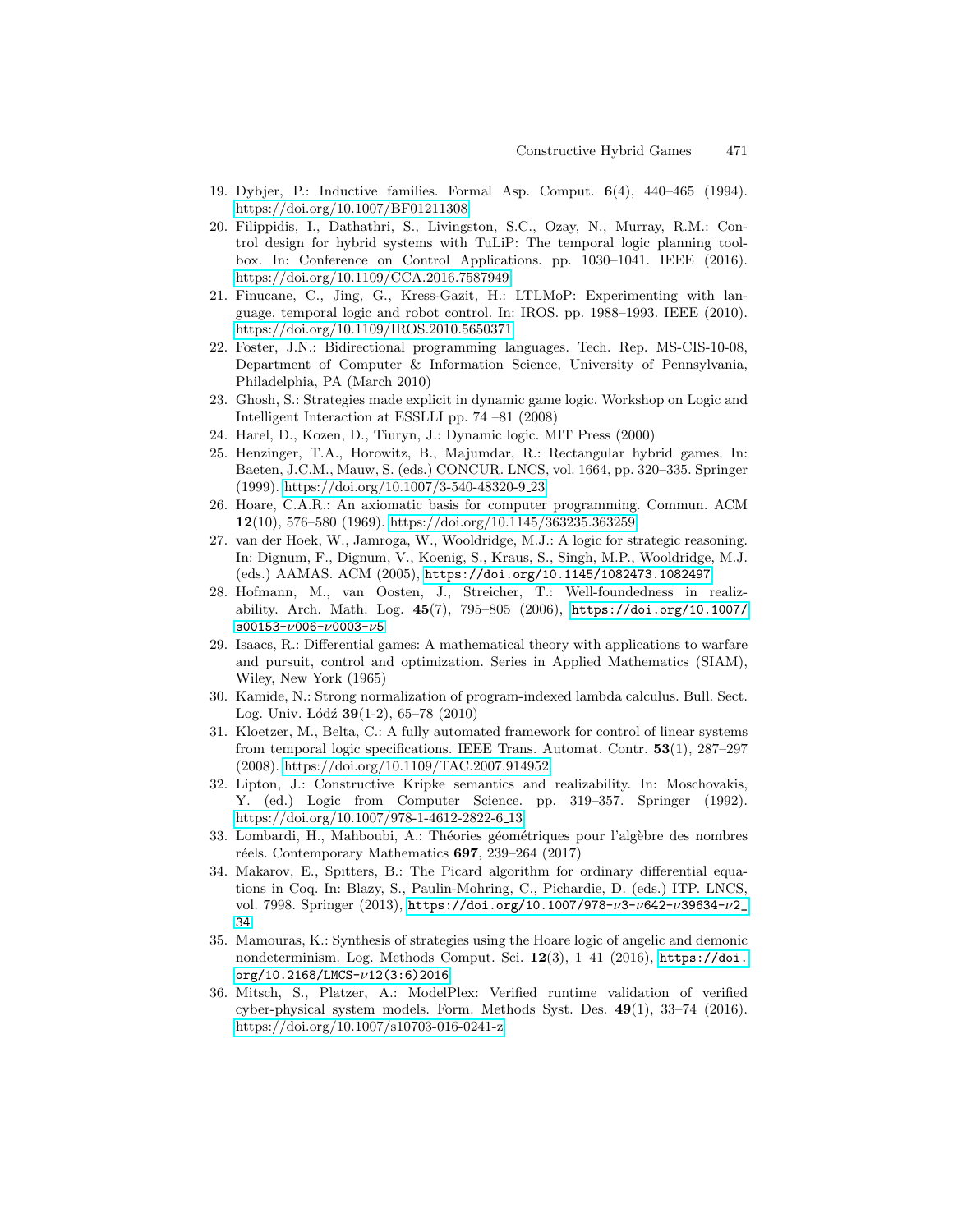19. Dybjer, P.: Inductive families. Formal Asp. Comput. **6**(4), 440–465 (1994). https://doi.org/10.1007/BF01211308
20. Filippidis, I., Dathathri, S., Livingston, S.C., Ozay, N., Murray, R.M.: Control design for hybrid systems with TuLiP: The temporal logic planning toolbox. In: Conference on Control Applications. pp. 1030–1041. IEEE (2016). https://doi.org/10.1109/CCA.2016.7587949
21. Finucane, C., Jing, G., Kress-Gazit, H.: LTLMoP: Experimenting with language, temporal logic and robot control. In: IROS. pp. 1988–1993. IEEE (2010). https://doi.org/10.1109/IROS.2010.5650371
22. Foster, J.N.: Bidirectional programming languages. Tech. Rep. MS-CIS-10-08, Department of Computer & Information Science, University of Pennsylvania, Philadelphia, PA (March 2010)
23. Ghosh, S.: Strategies made explicit in dynamic game logic. Workshop on Logic and Intelligent Interaction at ESSLLI pp. 74 –81 (2008)
24. Harel, D., Kozen, D., Tiuryn, J.: Dynamic logic. MIT Press (2000)
25. Henzinger, T.A., Horowitz, B., Majumdar, R.: Rectangular hybrid games. In: Baeten, J.C.M., Mauw, S. (eds.) CONCUR. LNCS, vol. 1664, pp. 320–335. Springer (1999). https://doi.org/10.1007/3-540-48320-9_23
26. Hoare, C.A.R.: An axiomatic basis for computer programming. Commun. ACM **12**(10), 576–580 (1969). https://doi.org/10.1145/363235.363259
27. van der Hoek, W., Jamroga, W., Wooldridge, M.J.: A logic for strategic reasoning. In: Dignum, F., Dignum, V., Koenig, S., Kraus, S., Singh, M.P., Wooldridge, M.J. (eds.) AAMAS. ACM (2005), https://doi.org/10.1145/1082473.1082497
28. Hofmann, M., van Oosten, J., Streicher, T.: Well-foundedness in realizability. Arch. Math. Log. **45**(7), 795–805 (2006), https://doi.org/10.1007/s00153-$\nu$006-$\nu$0003-$\nu$5
29. Isaacs, R.: Differential games: A mathematical theory with applications to warfare and pursuit, control and optimization. Series in Applied Mathematics (SIAM), Wiley, New York (1965)
30. Kamide, N.: Strong normalization of program-indexed lambda calculus. Bull. Sect. Log. Univ. Łódź **39**(1-2), 65–78 (2010)
31. Kloetzer, M., Belta, C.: A fully automated framework for control of linear systems from temporal logic specifications. IEEE Trans. Automat. Contr. **53**(1), 287–297 (2008). https://doi.org/10.1109/TAC.2007.914952
32. Lipton, J.: Constructive Kripke semantics and realizability. In: Moschovakis, Y. (ed.) Logic from Computer Science. pp. 319–357. Springer (1992). https://doi.org/10.1007/978-1-4612-2822-6_13
33. Lombardi, H., Mahboubi, A.: Théories géométriques pour l'algèbre des nombres réels. Contemporary Mathematics **697**, 239–264 (2017)
34. Makarov, E., Spitters, B.: The Picard algorithm for ordinary differential equations in Coq. In: Blazy, S., Paulin-Mohring, C., Pichardie, D. (eds.) ITP. LNCS, vol. 7998. Springer (2013), https://doi.org/10.1007/978-$\nu$3-$\nu$642-$\nu$39634-$\nu$2_34
35. Mamouras, K.: Synthesis of strategies using the Hoare logic of angelic and demonic nondeterminism. Log. Methods Comput. Sci. **12**(3), 1–41 (2016), https://doi.org/10.2168/LMCS-$\nu$12(3:6)2016
36. Mitsch, S., Platzer, A.: ModelPlex: Verified runtime validation of verified cyber-physical system models. Form. Methods Syst. Des. **49**(1), 33–74 (2016). https://doi.org/10.1007/s10703-016-0241-z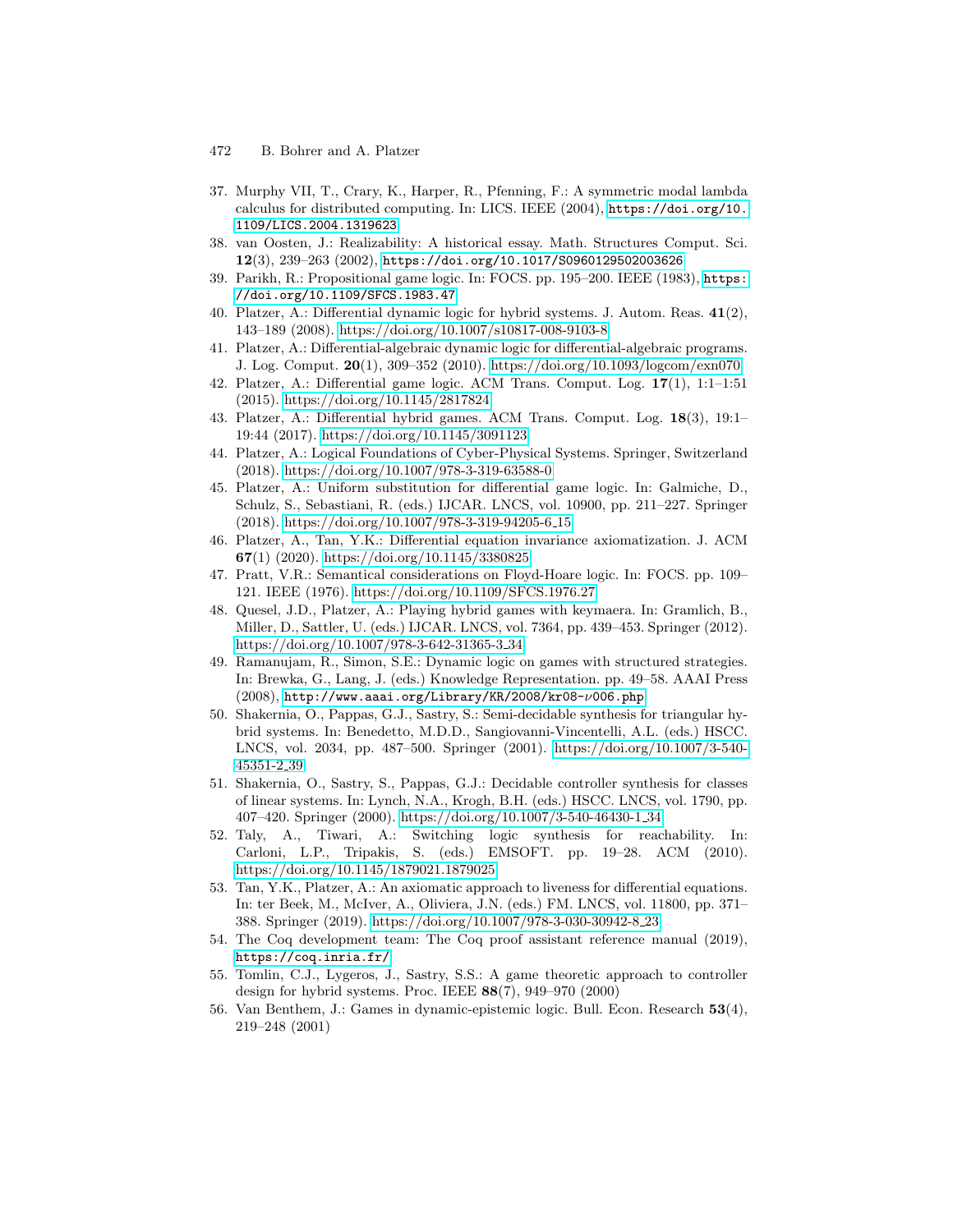37. Murphy VII, T., Crary, K., Harper, R., Pfenning, F.: A symmetric modal lambda calculus for distributed computing. In: LICS. IEEE (2004), https://doi.org/10.1109/LICS.2004.1319623
38. van Oosten, J.: Realizability: A historical essay. Math. Structures Comput. Sci. **12**(3), 239–263 (2002), https://doi.org/10.1017/S0960129502003626
39. Parikh, R.: Propositional game logic. In: FOCS. pp. 195–200. IEEE (1983), https://doi.org/10.1109/SFCS.1983.47
40. Platzer, A.: Differential dynamic logic for hybrid systems. J. Autom. Reas. **41**(2), 143–189 (2008). https://doi.org/10.1007/s10817-008-9103-8
41. Platzer, A.: Differential-algebraic dynamic logic for differential-algebraic programs. J. Log. Comput. **20**(1), 309–352 (2010). https://doi.org/10.1093/logcom/exn070
42. Platzer, A.: Differential game logic. ACM Trans. Comput. Log. **17**(1), 1:1–1:51 (2015). https://doi.org/10.1145/2817824
43. Platzer, A.: Differential hybrid games. ACM Trans. Comput. Log. **18**(3), 19:1–19:44 (2017). https://doi.org/10.1145/3091123
44. Platzer, A.: Logical Foundations of Cyber-Physical Systems. Springer, Switzerland (2018). https://doi.org/10.1007/978-3-319-63588-0
45. Platzer, A.: Uniform substitution for differential game logic. In: Galmiche, D., Schulz, S., Sebastiani, R. (eds.) IJCAR. LNCS, vol. 10900, pp. 211–227. Springer (2018). https://doi.org/10.1007/978-3-319-94205-6_15
46. Platzer, A., Tan, Y.K.: Differential equation invariance axiomatization. J. ACM **67**(1) (2020). https://doi.org/10.1145/3380825
47. Pratt, V.R.: Semantical considerations on Floyd-Hoare logic. In: FOCS. pp. 109–121. IEEE (1976). https://doi.org/10.1109/SFCS.1976.27
48. Quesel, J.D., Platzer, A.: Playing hybrid games with keymaera. In: Gramlich, B., Miller, D., Sattler, U. (eds.) IJCAR. LNCS, vol. 7364, pp. 439–453. Springer (2012). https://doi.org/10.1007/978-3-642-31365-3_34
49. Ramanujam, R., Simon, S.E.: Dynamic logic on games with structured strategies. In: Brewka, G., Lang, J. (eds.) Knowledge Representation. pp. 49–58. AAAI Press (2008), http://www.aaai.org/Library/KR/2008/kr08-$\nu$006.php
50. Shakernia, O., Pappas, G.J., Sastry, S.: Semi-decidable synthesis for triangular hybrid systems. In: Benedetto, M.D.D., Sangiovanni-Vincentelli, A.L. (eds.) HSCC. LNCS, vol. 2034, pp. 487–500. Springer (2001). https://doi.org/10.1007/3-540-45351-2_39
51. Shakernia, O., Sastry, S., Pappas, G.J.: Decidable controller synthesis for classes of linear systems. In: Lynch, N.A., Krogh, B.H. (eds.) HSCC. LNCS, vol. 1790, pp. 407–420. Springer (2000). https://doi.org/10.1007/3-540-46430-1_34
52. Taly, A., Tiwari, A.: Switching logic synthesis for reachability. In: Carloni, L.P., Tripakis, S. (eds.) EMSOFT. pp. 19–28. ACM (2010). https://doi.org/10.1145/1879021.1879025
53. Tan, Y.K., Platzer, A.: An axiomatic approach to liveness for differential equations. In: ter Beek, M., McIver, A., Oliviera, J.N. (eds.) FM. LNCS, vol. 11800, pp. 371–388. Springer (2019). https://doi.org/10.1007/978-3-030-30942-8_23
54. The Coq development team: The Coq proof assistant reference manual (2019), https://coq.inria.fr/
55. Tomlin, C.J., Lygeros, J., Sastry, S.S.: A game theoretic approach to controller design for hybrid systems. Proc. IEEE **88**(7), 949–970 (2000)
56. Van Benthem, J.: Games in dynamic-epistemic logic. Bull. Econ. Research **53**(4), 219–248 (2001)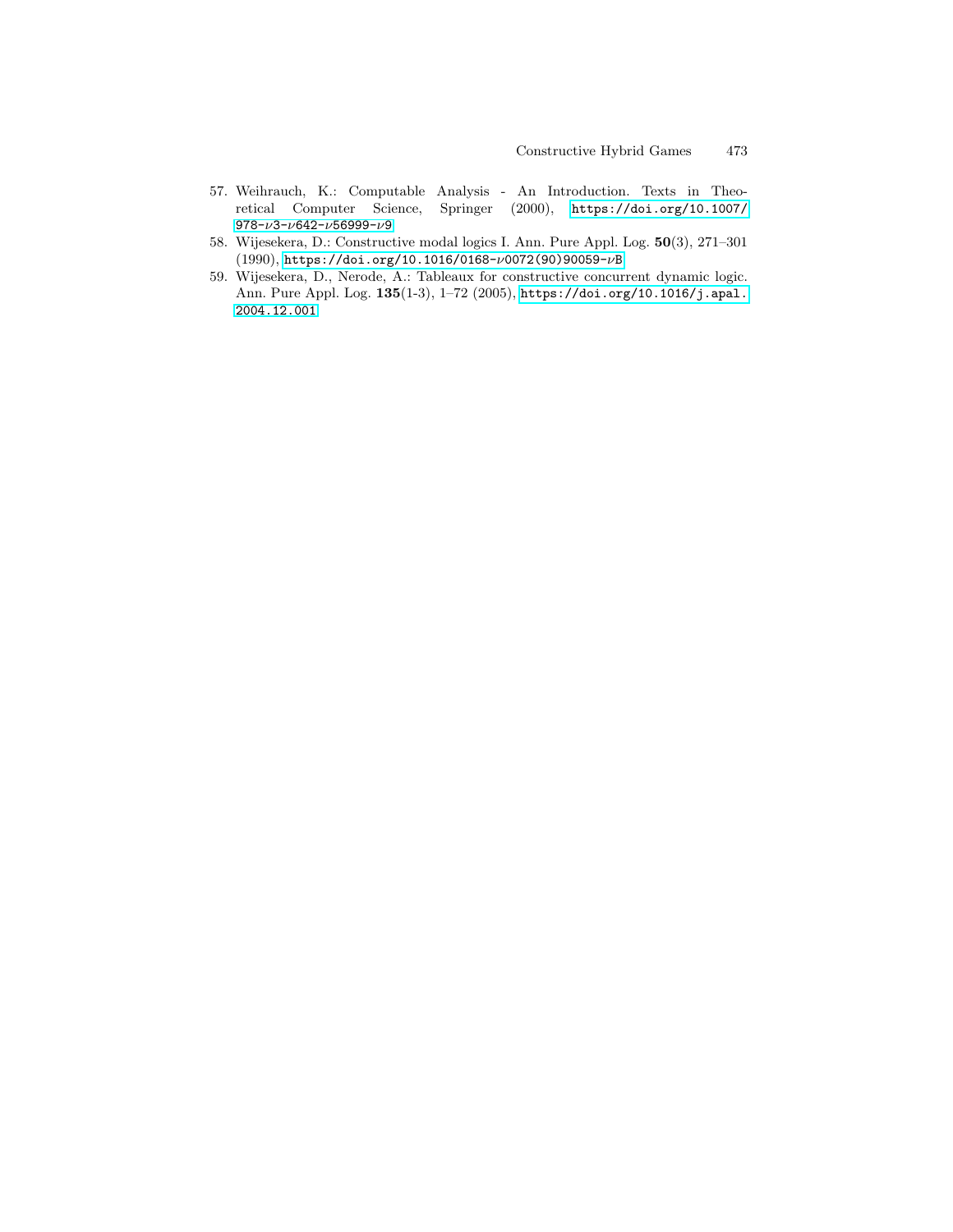57. Weihrauch, K.: Computable Analysis - An Introduction. Texts in Theoretical Computer Science, Springer (2000), https://doi.org/10.1007/978-$\nu$3-$\nu$642-$\nu$56999-$\nu$9
58. Wijesekera, D.: Constructive modal logics I. Ann. Pure Appl. Log. **50**(3), 271–301 (1990), https://doi.org/10.1016/0168-$\nu$0072(90)90059-$\nu$B
59. Wijesekera, D., Nerode, A.: Tableaux for constructive concurrent dynamic logic. Ann. Pure Appl. Log. **135**(1-3), 1–72 (2005), https://doi.org/10.1016/j.apal.2004.12.001